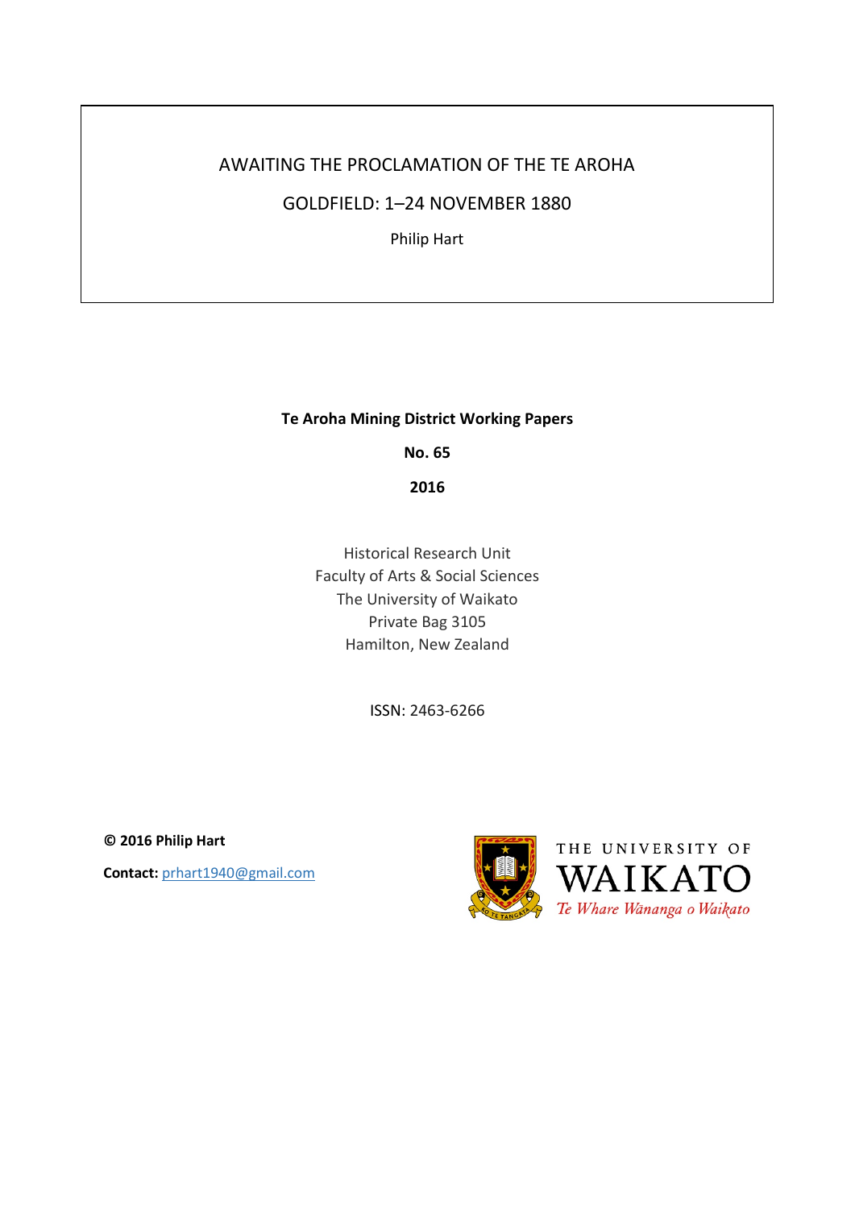# AWAITING THE PROCLAMATION OF THE TE AROHA GOLDFIELD: 1–24 NOVEMBER 1880

Philip Hart

**Te Aroha Mining District Working Papers**

**No. 65**

**2016**

Historical Research Unit
Faculty of Arts & Social Sciences
The University of Waikato
Private Bag 3105
Hamilton, New Zealand

ISSN: 2463-6266

**© 2016 Philip Hart**

**Contact:** prhart1940@gmail.com

THE UNIVERSITY OF WAIKATO
*Te Whare Wānanga o Waikato*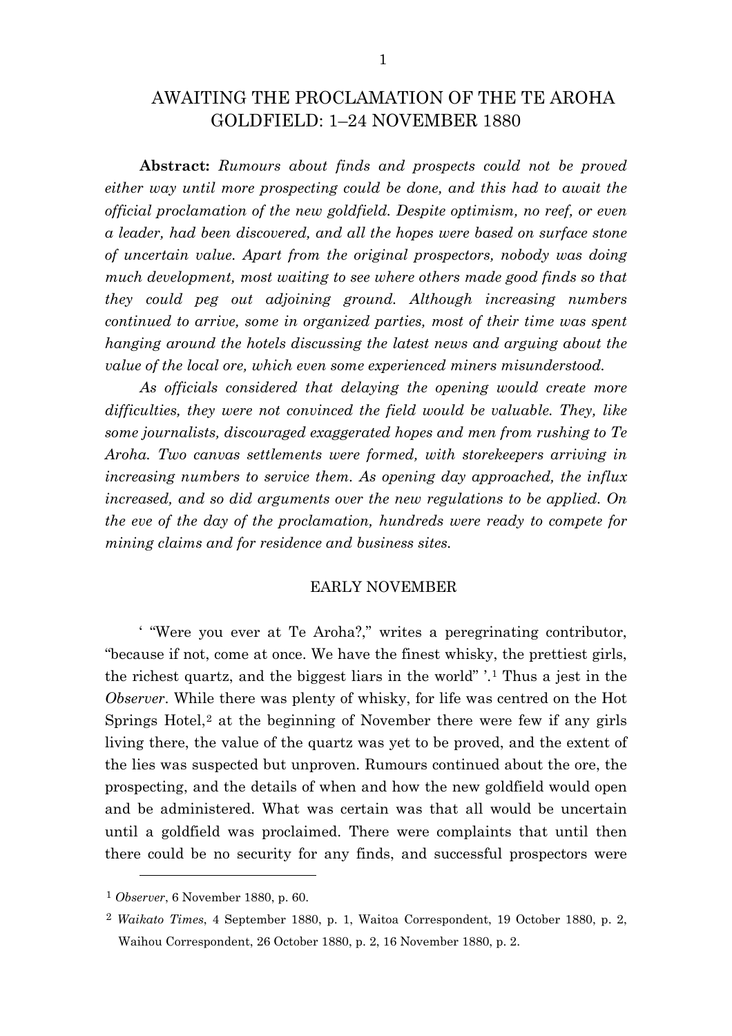# AWAITING THE PROCLAMATION OF THE TE AROHA GOLDFIELD: 1–24 NOVEMBER 1880

**Abstract:** *Rumours about finds and prospects could not be proved either way until more prospecting could be done, and this had to await the official proclamation of the new goldfield. Despite optimism, no reef, or even a leader, had been discovered, and all the hopes were based on surface stone of uncertain value. Apart from the original prospectors, nobody was doing much development, most waiting to see where others made good finds so that they could peg out adjoining ground. Although increasing numbers continued to arrive, some in organized parties, most of their time was spent hanging around the hotels discussing the latest news and arguing about the value of the local ore, which even some experienced miners misunderstood.*

*As officials considered that delaying the opening would create more difficulties, they were not convinced the field would be valuable. They, like some journalists, discouraged exaggerated hopes and men from rushing to Te Aroha. Two canvas settlements were formed, with storekeepers arriving in increasing numbers to service them. As opening day approached, the influx increased, and so did arguments over the new regulations to be applied. On the eve of the day of the proclamation, hundreds were ready to compete for mining claims and for residence and business sites.*

## EARLY NOVEMBER

' "Were you ever at Te Aroha?," writes a peregrinating contributor, "because if not, come at once. We have the finest whisky, the prettiest girls, the richest quartz, and the biggest liars in the world" '.[1] Thus a jest in the *Observer*. While there was plenty of whisky, for life was centred on the Hot Springs Hotel,[2] at the beginning of November there were few if any girls living there, the value of the quartz was yet to be proved, and the extent of the lies was suspected but unproven. Rumours continued about the ore, the prospecting, and the details of when and how the new goldfield would open and be administered. What was certain was that all would be uncertain until a goldfield was proclaimed. There were complaints that until then there could be no security for any finds, and successful prospectors were

---

[1] *Observer*, 6 November 1880, p. 60.

[2] *Waikato Times*, 4 September 1880, p. 1, Waitoa Correspondent, 19 October 1880, p. 2, Waihou Correspondent, 26 October 1880, p. 2, 16 November 1880, p. 2.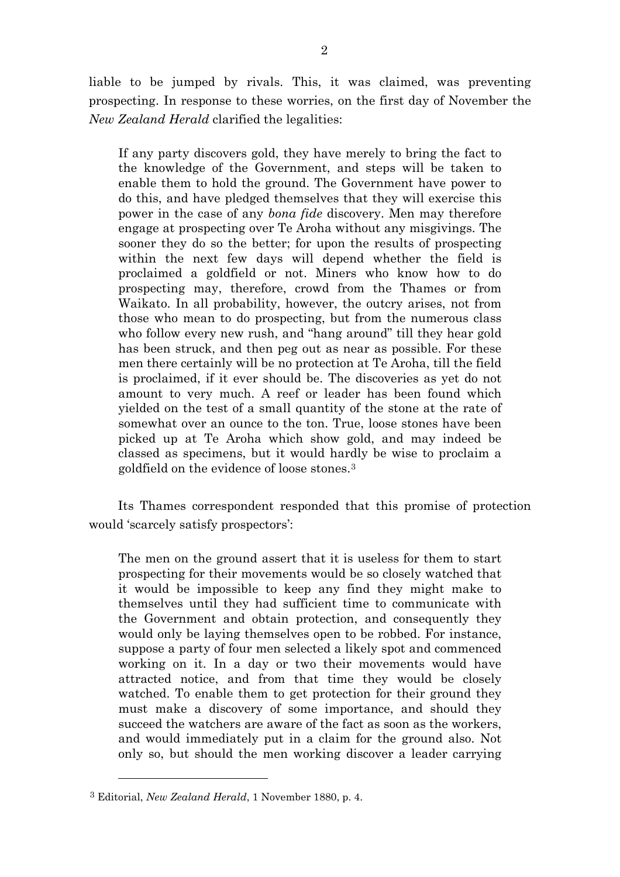liable to be jumped by rivals. This, it was claimed, was preventing prospecting. In response to these worries, on the first day of November the *New Zealand Herald* clarified the legalities:

> If any party discovers gold, they have merely to bring the fact to the knowledge of the Government, and steps will be taken to enable them to hold the ground. The Government have power to do this, and have pledged themselves that they will exercise this power in the case of any *bona fide* discovery. Men may therefore engage at prospecting over Te Aroha without any misgivings. The sooner they do so the better; for upon the results of prospecting within the next few days will depend whether the field is proclaimed a goldfield or not. Miners who know how to do prospecting may, therefore, crowd from the Thames or from Waikato. In all probability, however, the outcry arises, not from those who mean to do prospecting, but from the numerous class who follow every new rush, and "hang around" till they hear gold has been struck, and then peg out as near as possible. For these men there certainly will be no protection at Te Aroha, till the field is proclaimed, if it ever should be. The discoveries as yet do not amount to very much. A reef or leader has been found which yielded on the test of a small quantity of the stone at the rate of somewhat over an ounce to the ton. True, loose stones have been picked up at Te Aroha which show gold, and may indeed be classed as specimens, but it would hardly be wise to proclaim a goldfield on the evidence of loose stones.[3]

Its Thames correspondent responded that this promise of protection would 'scarcely satisfy prospectors':

> The men on the ground assert that it is useless for them to start prospecting for their movements would be so closely watched that it would be impossible to keep any find they might make to themselves until they had sufficient time to communicate with the Government and obtain protection, and consequently they would only be laying themselves open to be robbed. For instance, suppose a party of four men selected a likely spot and commenced working on it. In a day or two their movements would have attracted notice, and from that time they would be closely watched. To enable them to get protection for their ground they must make a discovery of some importance, and should they succeed the watchers are aware of the fact as soon as the workers, and would immediately put in a claim for the ground also. Not only so, but should the men working discover a leader carrying

---

[3] Editorial, *New Zealand Herald*, 1 November 1880, p. 4.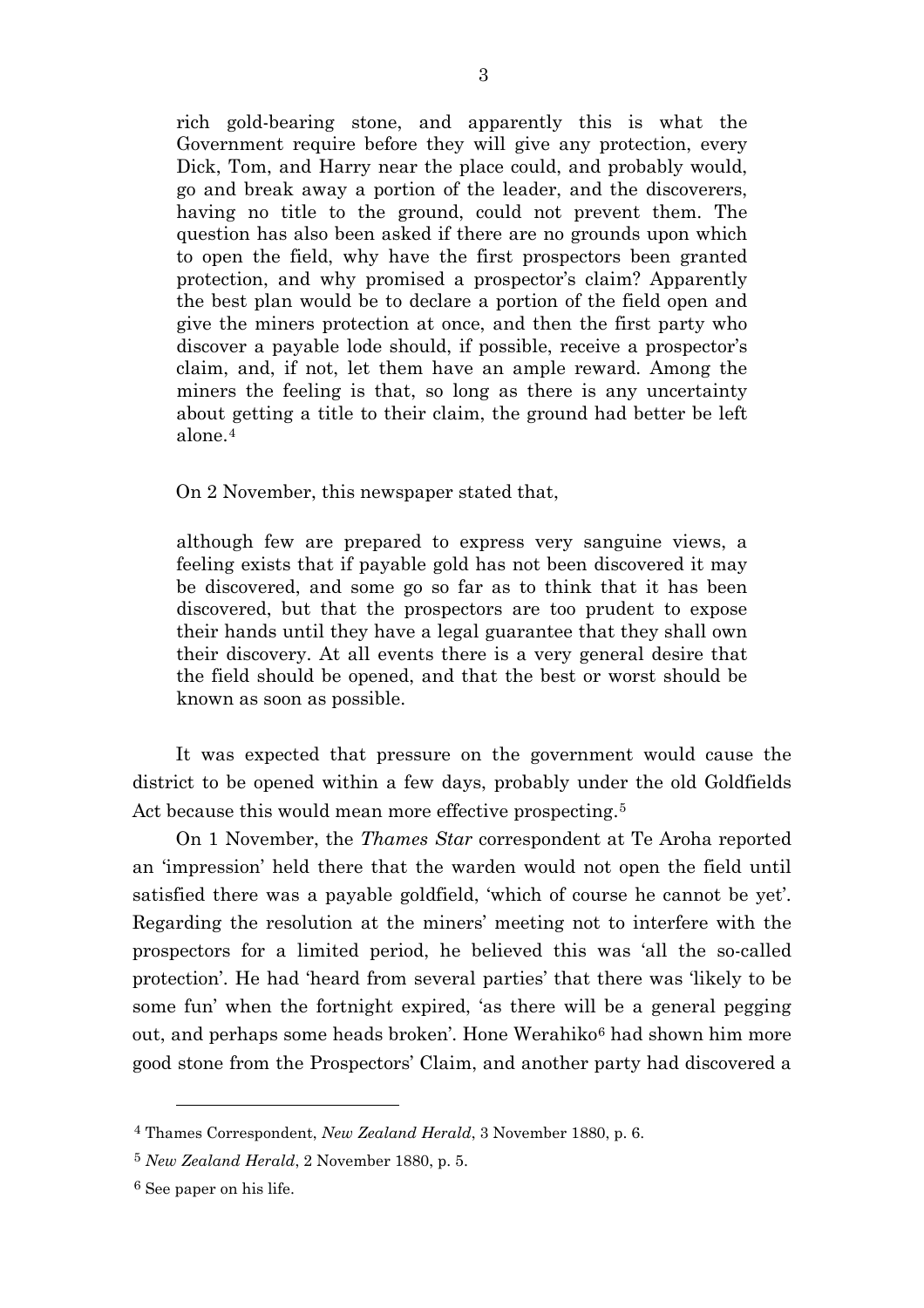> rich gold-bearing stone, and apparently this is what the Government require before they will give any protection, every Dick, Tom, and Harry near the place could, and probably would, go and break away a portion of the leader, and the discoverers, having no title to the ground, could not prevent them. The question has also been asked if there are no grounds upon which to open the field, why have the first prospectors been granted protection, and why promised a prospector's claim? Apparently the best plan would be to declare a portion of the field open and give the miners protection at once, and then the first party who discover a payable lode should, if possible, receive a prospector's claim, and, if not, let them have an ample reward. Among the miners the feeling is that, so long as there is any uncertainty about getting a title to their claim, the ground had better be left alone.[4]

On 2 November, this newspaper stated that,

> although few are prepared to express very sanguine views, a feeling exists that if payable gold has not been discovered it may be discovered, and some go so far as to think that it has been discovered, but that the prospectors are too prudent to expose their hands until they have a legal guarantee that they shall own their discovery. At all events there is a very general desire that the field should be opened, and that the best or worst should be known as soon as possible.

It was expected that pressure on the government would cause the district to be opened within a few days, probably under the old Goldfields Act because this would mean more effective prospecting.[5]

On 1 November, the *Thames Star* correspondent at Te Aroha reported an 'impression' held there that the warden would not open the field until satisfied there was a payable goldfield, 'which of course he cannot be yet'. Regarding the resolution at the miners' meeting not to interfere with the prospectors for a limited period, he believed this was 'all the so-called protection'. He had 'heard from several parties' that there was 'likely to be some fun' when the fortnight expired, 'as there will be a general pegging out, and perhaps some heads broken'. Hone Werahiko[6] had shown him more good stone from the Prospectors' Claim, and another party had discovered a

---

[4] Thames Correspondent, *New Zealand Herald*, 3 November 1880, p. 6.

[5] *New Zealand Herald*, 2 November 1880, p. 5.

[6] See paper on his life.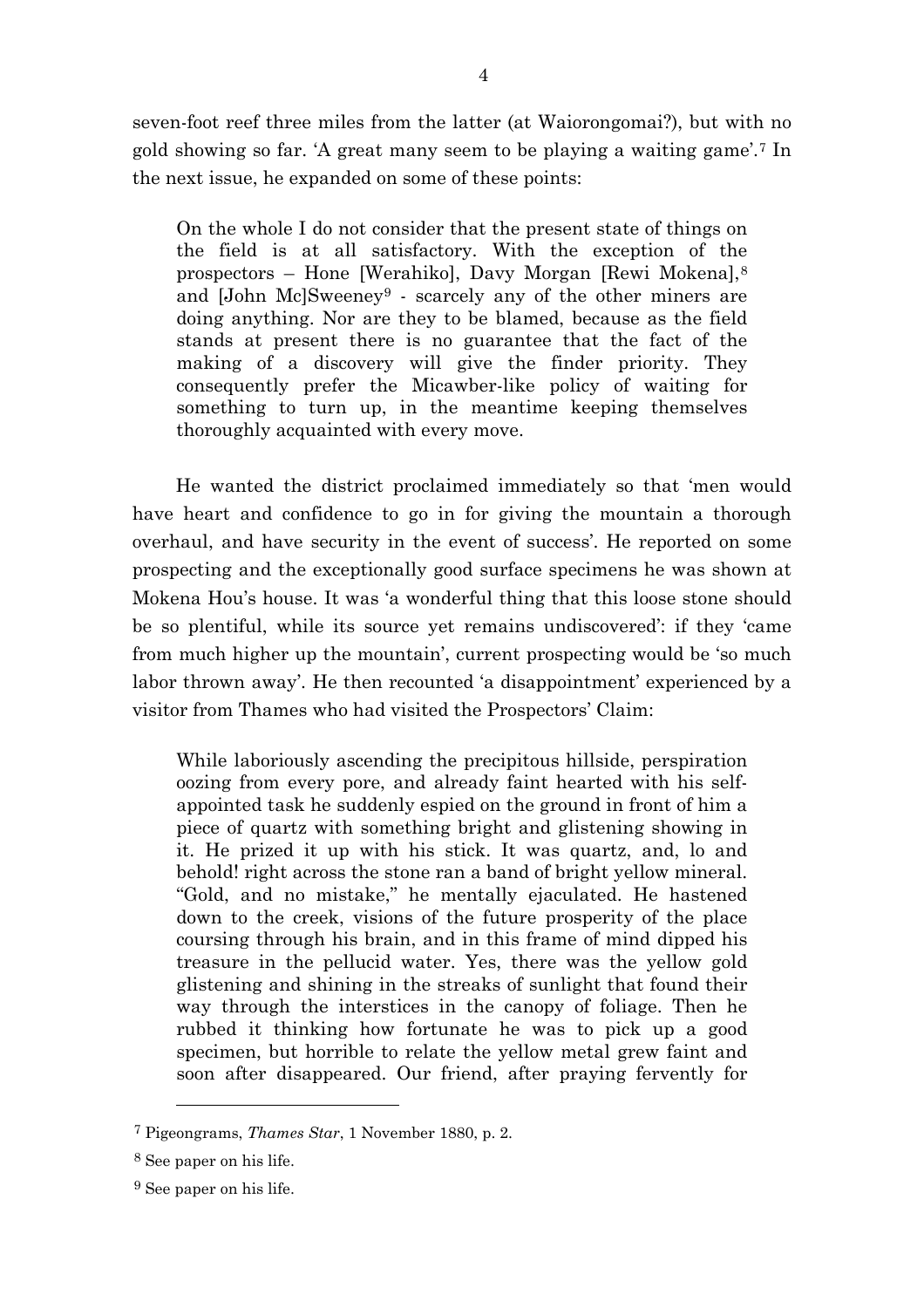seven-foot reef three miles from the latter (at Waiorongomai?), but with no gold showing so far. 'A great many seem to be playing a waiting game'.[7] In the next issue, he expanded on some of these points:

> On the whole I do not consider that the present state of things on the field is at all satisfactory. With the exception of the prospectors – Hone [Werahiko], Davy Morgan [Rewi Mokena],[8] and [John Mc]Sweeney[9] - scarcely any of the other miners are doing anything. Nor are they to be blamed, because as the field stands at present there is no guarantee that the fact of the making of a discovery will give the finder priority. They consequently prefer the Micawber-like policy of waiting for something to turn up, in the meantime keeping themselves thoroughly acquainted with every move.

He wanted the district proclaimed immediately so that 'men would have heart and confidence to go in for giving the mountain a thorough overhaul, and have security in the event of success'. He reported on some prospecting and the exceptionally good surface specimens he was shown at Mokena Hou's house. It was 'a wonderful thing that this loose stone should be so plentiful, while its source yet remains undiscovered': if they 'came from much higher up the mountain', current prospecting would be 'so much labor thrown away'. He then recounted 'a disappointment' experienced by a visitor from Thames who had visited the Prospectors' Claim:

> While laboriously ascending the precipitous hillside, perspiration oozing from every pore, and already faint hearted with his self-appointed task he suddenly espied on the ground in front of him a piece of quartz with something bright and glistening showing in it. He prized it up with his stick. It was quartz, and, lo and behold! right across the stone ran a band of bright yellow mineral. "Gold, and no mistake," he mentally ejaculated. He hastened down to the creek, visions of the future prosperity of the place coursing through his brain, and in this frame of mind dipped his treasure in the pellucid water. Yes, there was the yellow gold glistening and shining in the streaks of sunlight that found their way through the interstices in the canopy of foliage. Then he rubbed it thinking how fortunate he was to pick up a good specimen, but horrible to relate the yellow metal grew faint and soon after disappeared. Our friend, after praying fervently for

---

[7] Pigeongrams, *Thames Star*, 1 November 1880, p. 2.

[8] See paper on his life.

[9] See paper on his life.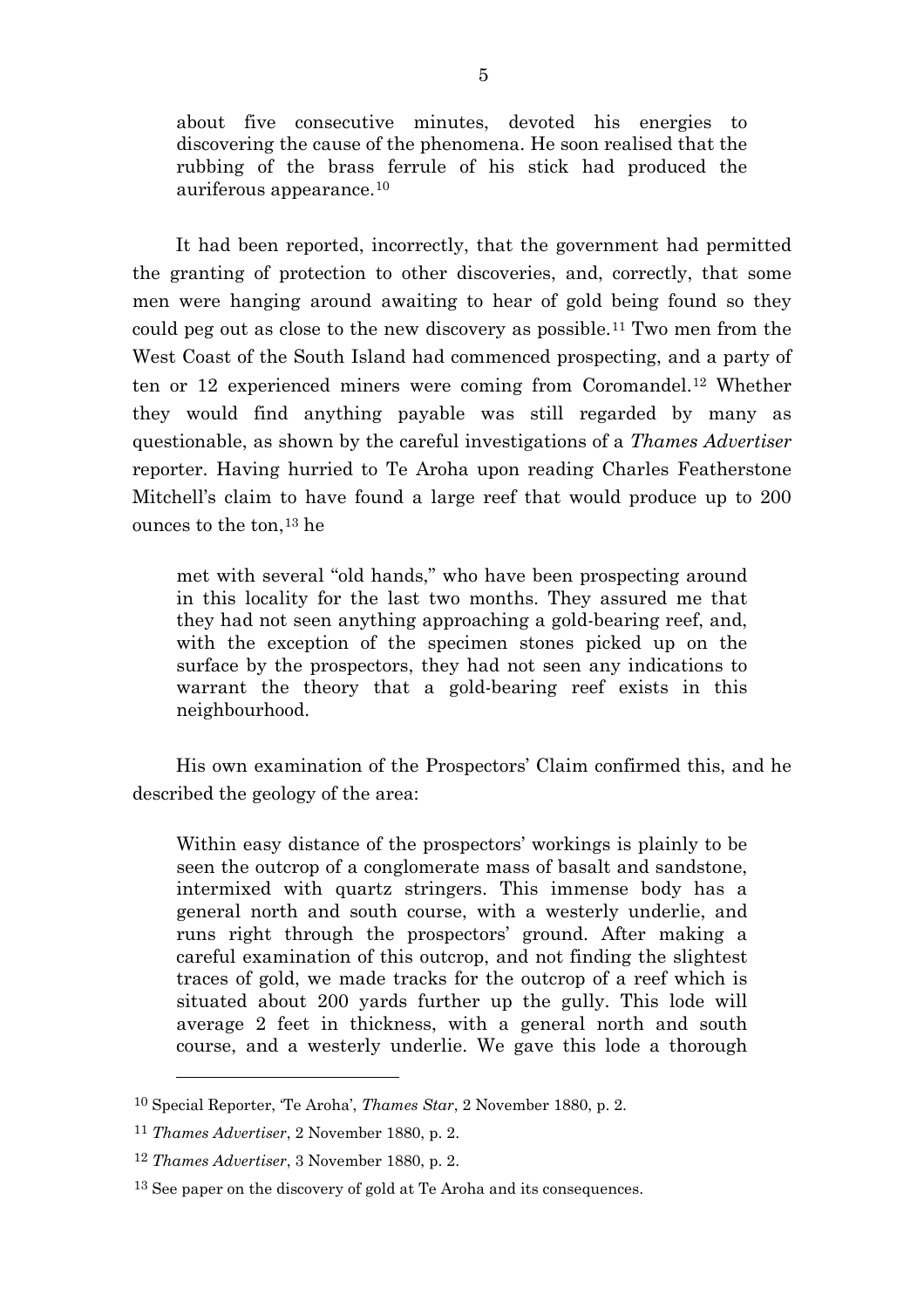> about five consecutive minutes, devoted his energies to discovering the cause of the phenomena. He soon realised that the rubbing of the brass ferrule of his stick had produced the auriferous appearance.[10]

It had been reported, incorrectly, that the government had permitted the granting of protection to other discoveries, and, correctly, that some men were hanging around awaiting to hear of gold being found so they could peg out as close to the new discovery as possible.[11] Two men from the West Coast of the South Island had commenced prospecting, and a party of ten or 12 experienced miners were coming from Coromandel.[12] Whether they would find anything payable was still regarded by many as questionable, as shown by the careful investigations of a *Thames Advertiser* reporter. Having hurried to Te Aroha upon reading Charles Featherstone Mitchell's claim to have found a large reef that would produce up to 200 ounces to the ton,[13] he

> met with several "old hands," who have been prospecting around in this locality for the last two months. They assured me that they had not seen anything approaching a gold-bearing reef, and, with the exception of the specimen stones picked up on the surface by the prospectors, they had not seen any indications to warrant the theory that a gold-bearing reef exists in this neighbourhood.

His own examination of the Prospectors' Claim confirmed this, and he described the geology of the area:

> Within easy distance of the prospectors' workings is plainly to be seen the outcrop of a conglomerate mass of basalt and sandstone, intermixed with quartz stringers. This immense body has a general north and south course, with a westerly underlie, and runs right through the prospectors' ground. After making a careful examination of this outcrop, and not finding the slightest traces of gold, we made tracks for the outcrop of a reef which is situated about 200 yards further up the gully. This lode will average 2 feet in thickness, with a general north and south course, and a westerly underlie. We gave this lode a thorough

---

[10] Special Reporter, 'Te Aroha', *Thames Star*, 2 November 1880, p. 2.

[11] *Thames Advertiser*, 2 November 1880, p. 2.

[12] *Thames Advertiser*, 3 November 1880, p. 2.

[13] See paper on the discovery of gold at Te Aroha and its consequences.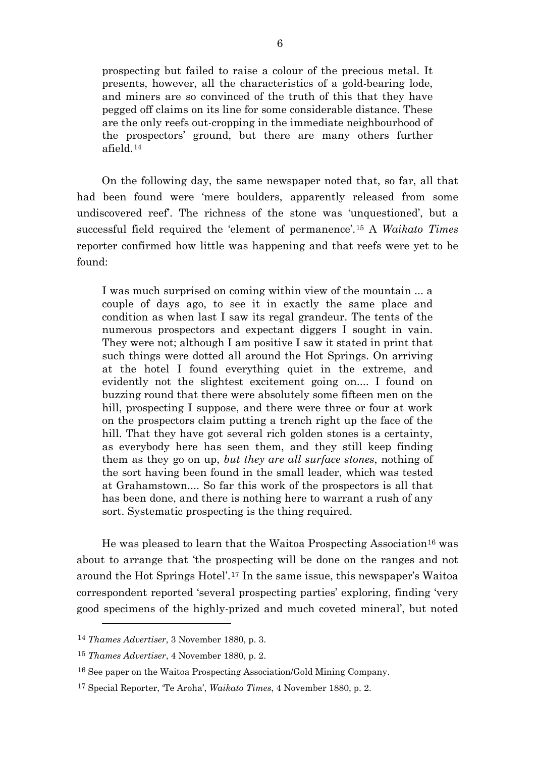> prospecting but failed to raise a colour of the precious metal. It presents, however, all the characteristics of a gold-bearing lode, and miners are so convinced of the truth of this that they have pegged off claims on its line for some considerable distance. These are the only reefs out-cropping in the immediate neighbourhood of the prospectors' ground, but there are many others further afield.[14]

On the following day, the same newspaper noted that, so far, all that had been found were 'mere boulders, apparently released from some undiscovered reef'. The richness of the stone was 'unquestioned', but a successful field required the 'element of permanence'.[15] A *Waikato Times* reporter confirmed how little was happening and that reefs were yet to be found:

> I was much surprised on coming within view of the mountain ... a couple of days ago, to see it in exactly the same place and condition as when last I saw its regal grandeur. The tents of the numerous prospectors and expectant diggers I sought in vain. They were not; although I am positive I saw it stated in print that such things were dotted all around the Hot Springs. On arriving at the hotel I found everything quiet in the extreme, and evidently not the slightest excitement going on.... I found on buzzing round that there were absolutely some fifteen men on the hill, prospecting I suppose, and there were three or four at work on the prospectors claim putting a trench right up the face of the hill. That they have got several rich golden stones is a certainty, as everybody here has seen them, and they still keep finding them as they go on up, *but they are all surface stones*, nothing of the sort having been found in the small leader, which was tested at Grahamstown.... So far this work of the prospectors is all that has been done, and there is nothing here to warrant a rush of any sort. Systematic prospecting is the thing required.

He was pleased to learn that the Waitoa Prospecting Association[16] was about to arrange that 'the prospecting will be done on the ranges and not around the Hot Springs Hotel'.[17] In the same issue, this newspaper's Waitoa correspondent reported 'several prospecting parties' exploring, finding 'very good specimens of the highly-prized and much coveted mineral', but noted

---

[14] *Thames Advertiser*, 3 November 1880, p. 3.

[15] *Thames Advertiser*, 4 November 1880, p. 2.

[16] See paper on the Waitoa Prospecting Association/Gold Mining Company.

[17] Special Reporter, 'Te Aroha', *Waikato Times*, 4 November 1880, p. 2.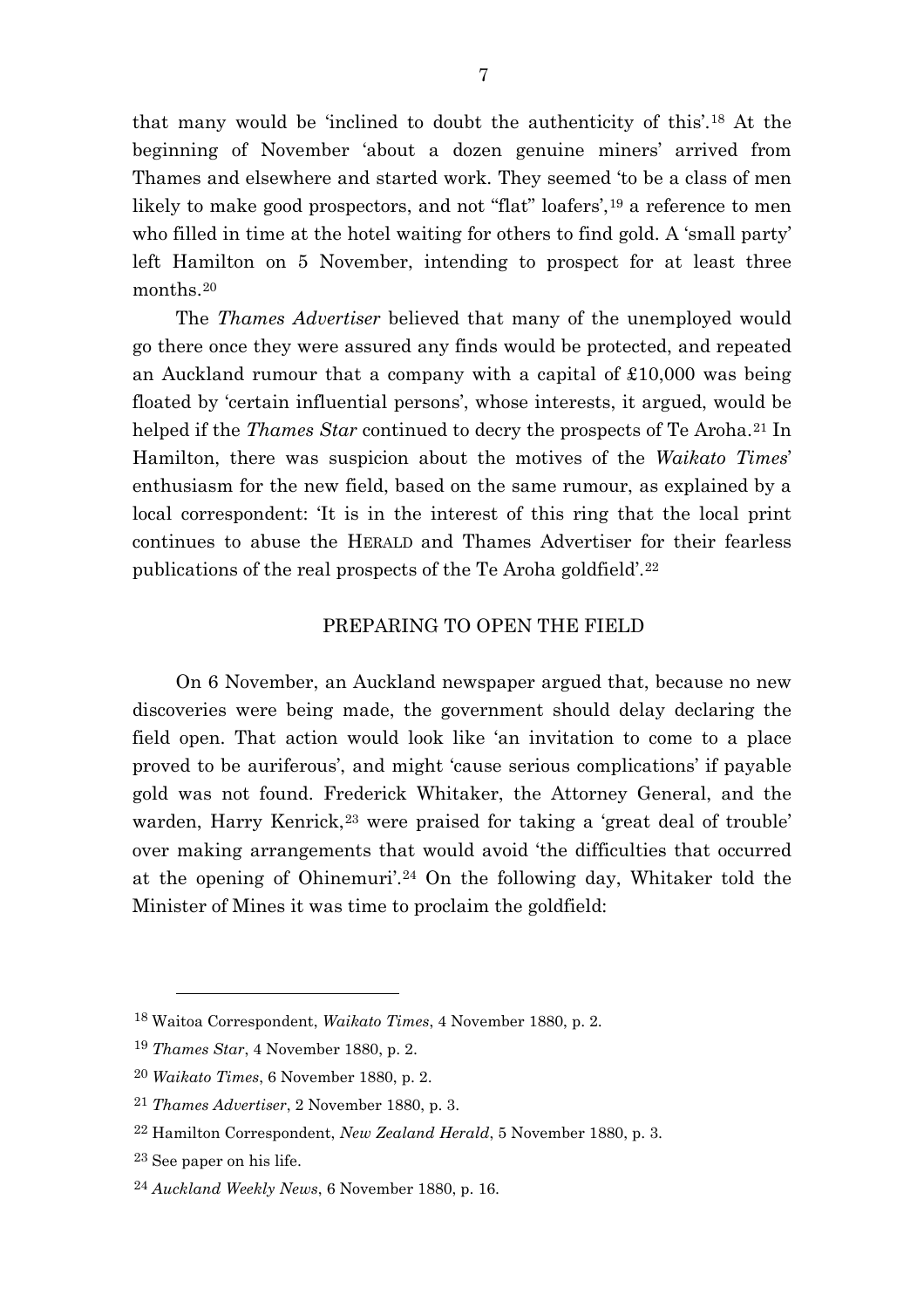that many would be 'inclined to doubt the authenticity of this'.[18] At the beginning of November 'about a dozen genuine miners' arrived from Thames and elsewhere and started work. They seemed 'to be a class of men likely to make good prospectors, and not "flat" loafers',[19] a reference to men who filled in time at the hotel waiting for others to find gold. A 'small party' left Hamilton on 5 November, intending to prospect for at least three months.[20]

The *Thames Advertiser* believed that many of the unemployed would go there once they were assured any finds would be protected, and repeated an Auckland rumour that a company with a capital of £10,000 was being floated by 'certain influential persons', whose interests, it argued, would be helped if the *Thames Star* continued to decry the prospects of Te Aroha.[21] In Hamilton, there was suspicion about the motives of the *Waikato Times*' enthusiasm for the new field, based on the same rumour, as explained by a local correspondent: 'It is in the interest of this ring that the local print continues to abuse the HERALD and Thames Advertiser for their fearless publications of the real prospects of the Te Aroha goldfield'.[22]

## PREPARING TO OPEN THE FIELD

On 6 November, an Auckland newspaper argued that, because no new discoveries were being made, the government should delay declaring the field open. That action would look like 'an invitation to come to a place proved to be auriferous', and might 'cause serious complications' if payable gold was not found. Frederick Whitaker, the Attorney General, and the warden, Harry Kenrick,[23] were praised for taking a 'great deal of trouble' over making arrangements that would avoid 'the difficulties that occurred at the opening of Ohinemuri'.[24] On the following day, Whitaker told the Minister of Mines it was time to proclaim the goldfield:

---

[18] Waitoa Correspondent, *Waikato Times*, 4 November 1880, p. 2.

[19] *Thames Star*, 4 November 1880, p. 2.

[20] *Waikato Times*, 6 November 1880, p. 2.

[21] *Thames Advertiser*, 2 November 1880, p. 3.

[22] Hamilton Correspondent, *New Zealand Herald*, 5 November 1880, p. 3.

[23] See paper on his life.

[24] *Auckland Weekly News*, 6 November 1880, p. 16.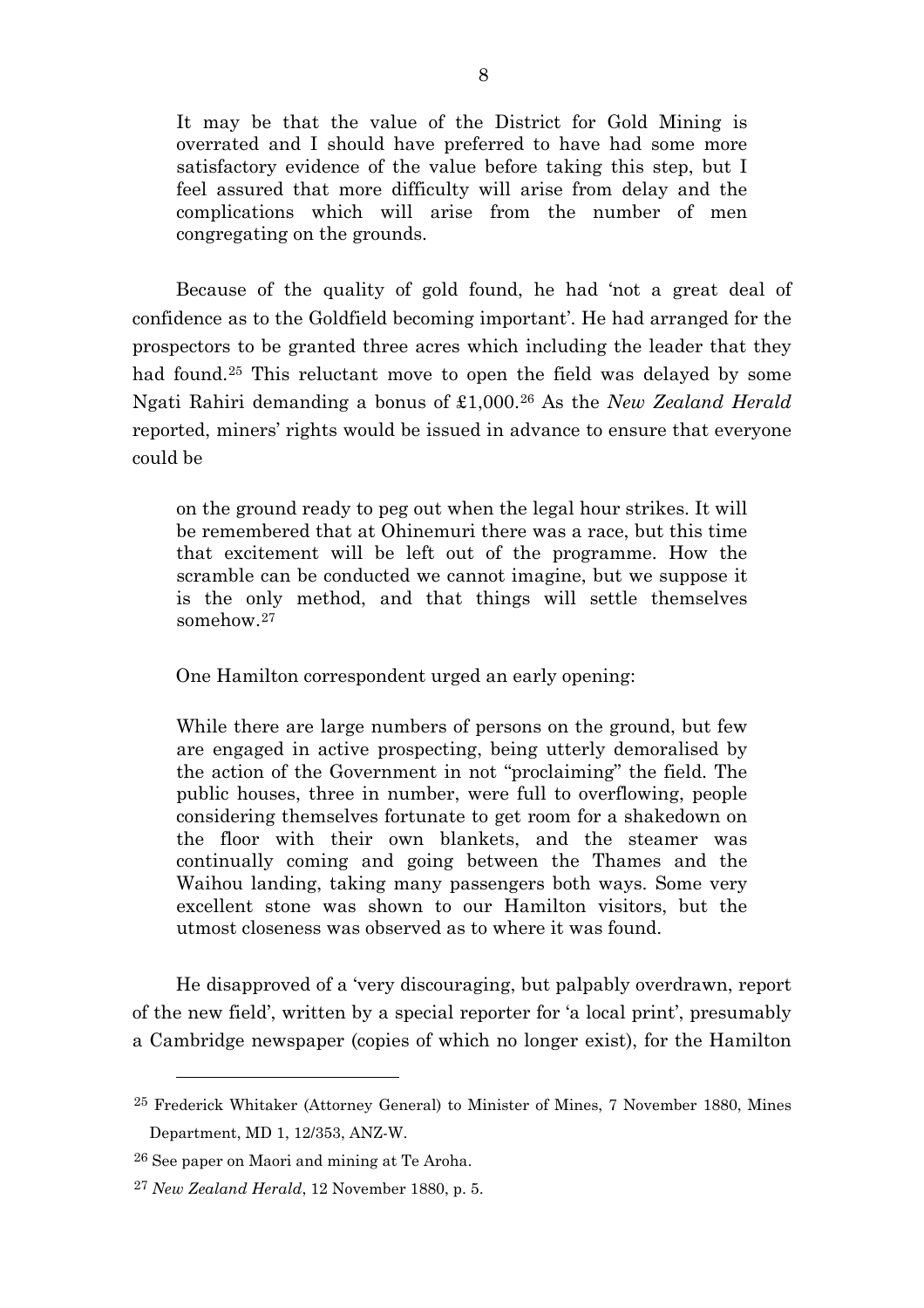> It may be that the value of the District for Gold Mining is overrated and I should have preferred to have had some more satisfactory evidence of the value before taking this step, but I feel assured that more difficulty will arise from delay and the complications which will arise from the number of men congregating on the grounds.

Because of the quality of gold found, he had 'not a great deal of confidence as to the Goldfield becoming important'. He had arranged for the prospectors to be granted three acres which including the leader that they had found.[25] This reluctant move to open the field was delayed by some Ngati Rahiri demanding a bonus of £1,000.[26] As the *New Zealand Herald* reported, miners' rights would be issued in advance to ensure that everyone could be

> on the ground ready to peg out when the legal hour strikes. It will be remembered that at Ohinemuri there was a race, but this time that excitement will be left out of the programme. How the scramble can be conducted we cannot imagine, but we suppose it is the only method, and that things will settle themselves somehow.[27]

One Hamilton correspondent urged an early opening:

> While there are large numbers of persons on the ground, but few are engaged in active prospecting, being utterly demoralised by the action of the Government in not "proclaiming" the field. The public houses, three in number, were full to overflowing, people considering themselves fortunate to get room for a shakedown on the floor with their own blankets, and the steamer was continually coming and going between the Thames and the Waihou landing, taking many passengers both ways. Some very excellent stone was shown to our Hamilton visitors, but the utmost closeness was observed as to where it was found.

He disapproved of a 'very discouraging, but palpably overdrawn, report of the new field', written by a special reporter for 'a local print', presumably a Cambridge newspaper (copies of which no longer exist), for the Hamilton

---

[25] Frederick Whitaker (Attorney General) to Minister of Mines, 7 November 1880, Mines Department, MD 1, 12/353, ANZ-W.

[26] See paper on Maori and mining at Te Aroha.

[27] *New Zealand Herald*, 12 November 1880, p. 5.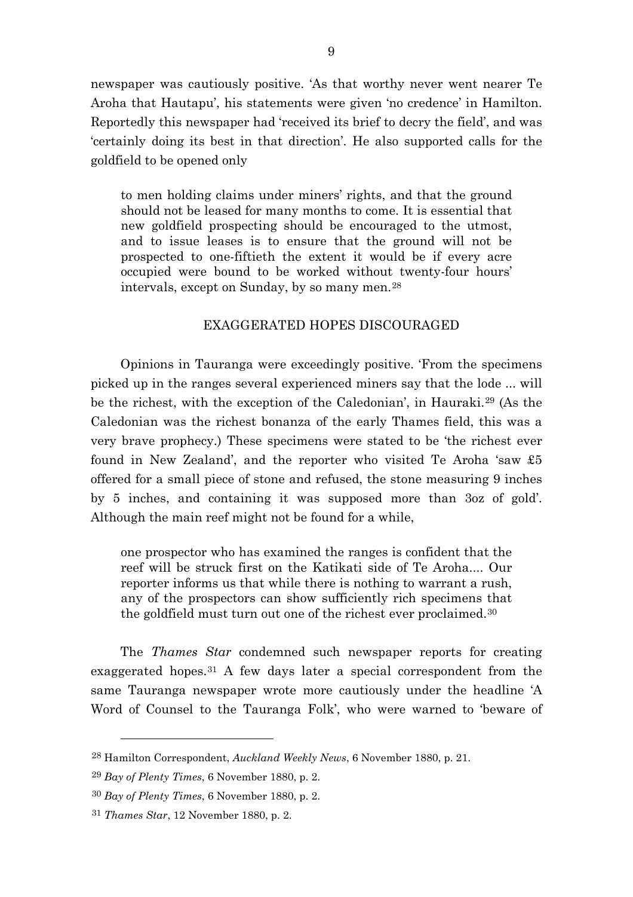newspaper was cautiously positive. 'As that worthy never went nearer Te Aroha that Hautapu', his statements were given 'no credence' in Hamilton. Reportedly this newspaper had 'received its brief to decry the field', and was 'certainly doing its best in that direction'. He also supported calls for the goldfield to be opened only

> to men holding claims under miners' rights, and that the ground should not be leased for many months to come. It is essential that new goldfield prospecting should be encouraged to the utmost, and to issue leases is to ensure that the ground will not be prospected to one-fiftieth the extent it would be if every acre occupied were bound to be worked without twenty-four hours' intervals, except on Sunday, by so many men.[28]

## EXAGGERATED HOPES DISCOURAGED

Opinions in Tauranga were exceedingly positive. 'From the specimens picked up in the ranges several experienced miners say that the lode ... will be the richest, with the exception of the Caledonian', in Hauraki.[29] (As the Caledonian was the richest bonanza of the early Thames field, this was a very brave prophecy.) These specimens were stated to be 'the richest ever found in New Zealand', and the reporter who visited Te Aroha 'saw £5 offered for a small piece of stone and refused, the stone measuring 9 inches by 5 inches, and containing it was supposed more than 3oz of gold'. Although the main reef might not be found for a while,

> one prospector who has examined the ranges is confident that the reef will be struck first on the Katikati side of Te Aroha.... Our reporter informs us that while there is nothing to warrant a rush, any of the prospectors can show sufficiently rich specimens that the goldfield must turn out one of the richest ever proclaimed.[30]

The *Thames Star* condemned such newspaper reports for creating exaggerated hopes.[31] A few days later a special correspondent from the same Tauranga newspaper wrote more cautiously under the headline 'A Word of Counsel to the Tauranga Folk', who were warned to 'beware of

---

[28] Hamilton Correspondent, *Auckland Weekly News*, 6 November 1880, p. 21.

[29] *Bay of Plenty Times*, 6 November 1880, p. 2.

[30] *Bay of Plenty Times*, 6 November 1880, p. 2.

[31] *Thames Star*, 12 November 1880, p. 2.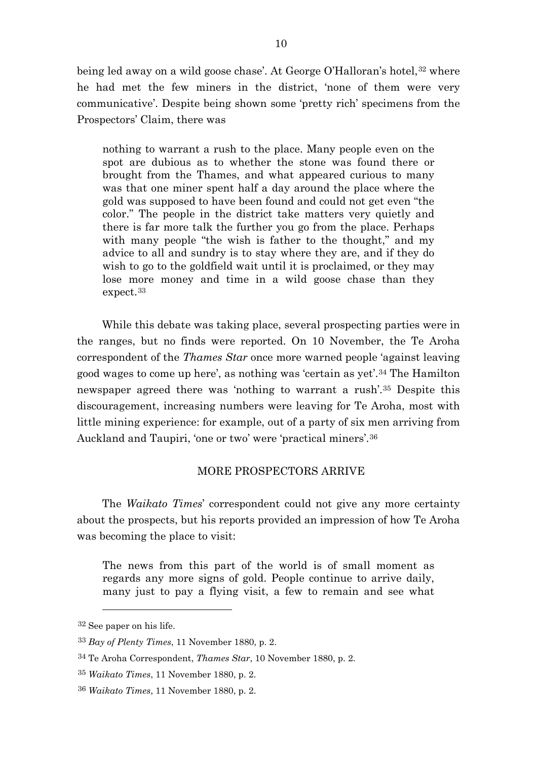being led away on a wild goose chase'. At George O'Halloran's hotel,[32] where he had met the few miners in the district, 'none of them were very communicative'. Despite being shown some 'pretty rich' specimens from the Prospectors' Claim, there was

> nothing to warrant a rush to the place. Many people even on the spot are dubious as to whether the stone was found there or brought from the Thames, and what appeared curious to many was that one miner spent half a day around the place where the gold was supposed to have been found and could not get even "the color." The people in the district take matters very quietly and there is far more talk the further you go from the place. Perhaps with many people "the wish is father to the thought," and my advice to all and sundry is to stay where they are, and if they do wish to go to the goldfield wait until it is proclaimed, or they may lose more money and time in a wild goose chase than they expect.[33]

While this debate was taking place, several prospecting parties were in the ranges, but no finds were reported. On 10 November, the Te Aroha correspondent of the *Thames Star* once more warned people 'against leaving good wages to come up here', as nothing was 'certain as yet'.[34] The Hamilton newspaper agreed there was 'nothing to warrant a rush'.[35] Despite this discouragement, increasing numbers were leaving for Te Aroha, most with little mining experience: for example, out of a party of six men arriving from Auckland and Taupiri, 'one or two' were 'practical miners'.[36]

## MORE PROSPECTORS ARRIVE

The *Waikato Times*' correspondent could not give any more certainty about the prospects, but his reports provided an impression of how Te Aroha was becoming the place to visit:

> The news from this part of the world is of small moment as regards any more signs of gold. People continue to arrive daily, many just to pay a flying visit, a few to remain and see what

---

[32] See paper on his life.

[33] *Bay of Plenty Times*, 11 November 1880, p. 2.

[34] Te Aroha Correspondent, *Thames Star*, 10 November 1880, p. 2.

[35] *Waikato Times*, 11 November 1880, p. 2.

[36] *Waikato Times*, 11 November 1880, p. 2.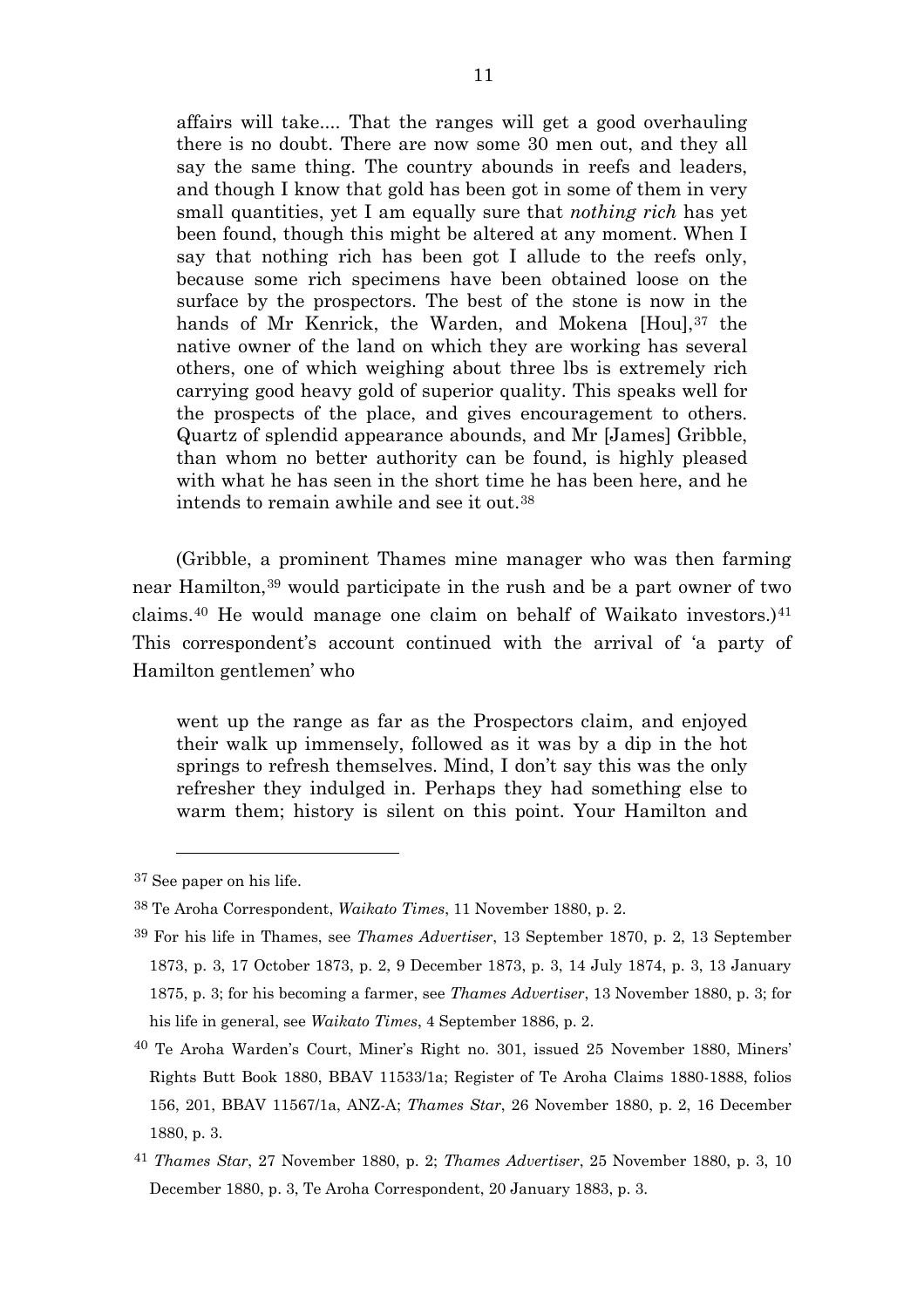> affairs will take.... That the ranges will get a good overhauling there is no doubt. There are now some 30 men out, and they all say the same thing. The country abounds in reefs and leaders, and though I know that gold has been got in some of them in very small quantities, yet I am equally sure that *nothing rich* has yet been found, though this might be altered at any moment. When I say that nothing rich has been got I allude to the reefs only, because some rich specimens have been obtained loose on the surface by the prospectors. The best of the stone is now in the hands of Mr Kenrick, the Warden, and Mokena [Hou],[37] the native owner of the land on which they are working has several others, one of which weighing about three lbs is extremely rich carrying good heavy gold of superior quality. This speaks well for the prospects of the place, and gives encouragement to others. Quartz of splendid appearance abounds, and Mr [James] Gribble, than whom no better authority can be found, is highly pleased with what he has seen in the short time he has been here, and he intends to remain awhile and see it out.[38]

(Gribble, a prominent Thames mine manager who was then farming near Hamilton,[39] would participate in the rush and be a part owner of two claims.[40] He would manage one claim on behalf of Waikato investors.)[41] This correspondent's account continued with the arrival of 'a party of Hamilton gentlemen' who

> went up the range as far as the Prospectors claim, and enjoyed their walk up immensely, followed as it was by a dip in the hot springs to refresh themselves. Mind, I don't say this was the only refresher they indulged in. Perhaps they had something else to warm them; history is silent on this point. Your Hamilton and

---

[37] See paper on his life.

[38] Te Aroha Correspondent, *Waikato Times*, 11 November 1880, p. 2.

[39] For his life in Thames, see *Thames Advertiser*, 13 September 1870, p. 2, 13 September 1873, p. 3, 17 October 1873, p. 2, 9 December 1873, p. 3, 14 July 1874, p. 3, 13 January 1875, p. 3; for his becoming a farmer, see *Thames Advertiser*, 13 November 1880, p. 3; for his life in general, see *Waikato Times*, 4 September 1886, p. 2.

[40] Te Aroha Warden's Court, Miner's Right no. 301, issued 25 November 1880, Miners' Rights Butt Book 1880, BBAV 11533/1a; Register of Te Aroha Claims 1880-1888, folios 156, 201, BBAV 11567/1a, ANZ-A; *Thames Star*, 26 November 1880, p. 2, 16 December 1880, p. 3.

[41] *Thames Star*, 27 November 1880, p. 2; *Thames Advertiser*, 25 November 1880, p. 3, 10 December 1880, p. 3, Te Aroha Correspondent, 20 January 1883, p. 3.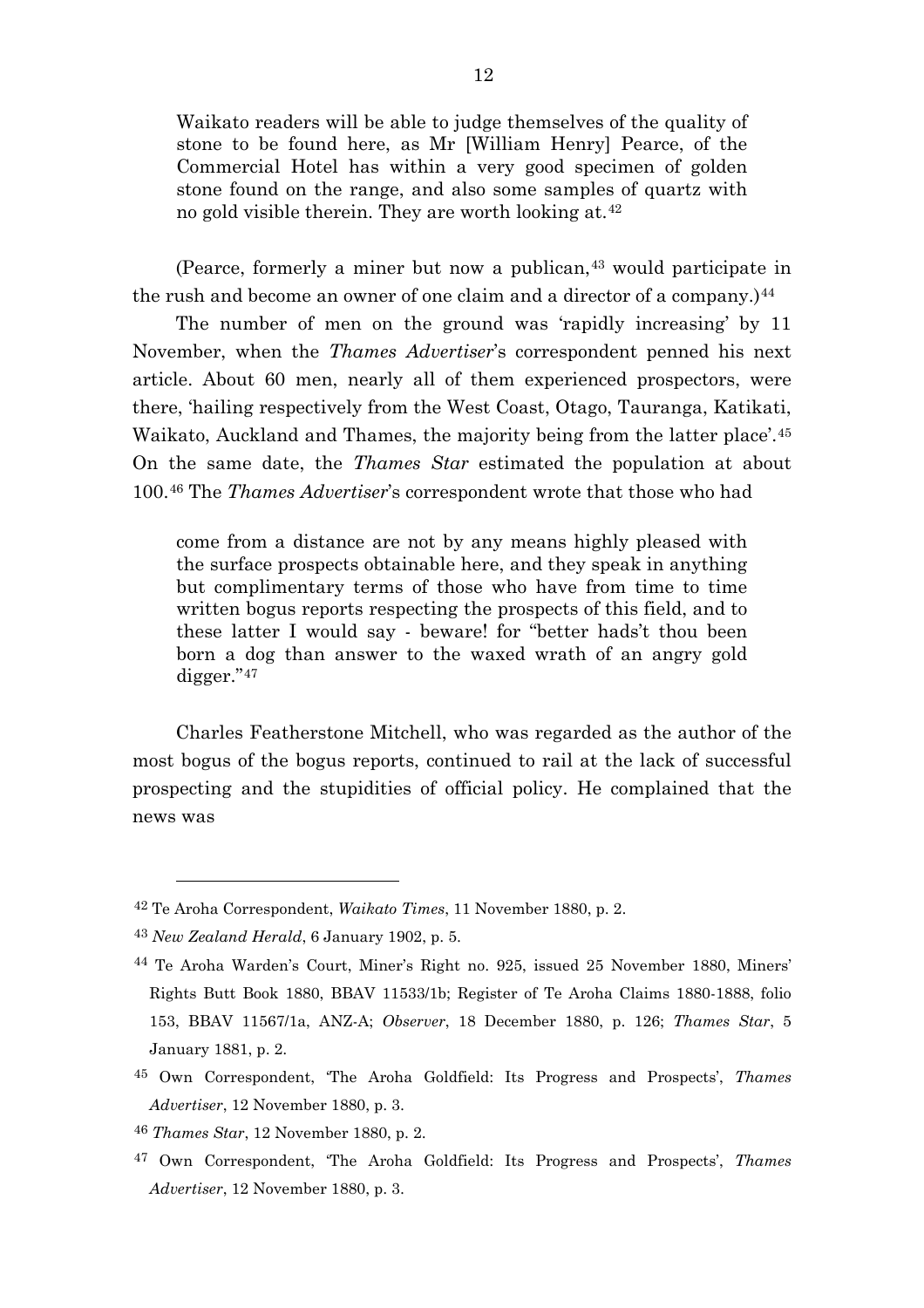> Waikato readers will be able to judge themselves of the quality of stone to be found here, as Mr [William Henry] Pearce, of the Commercial Hotel has within a very good specimen of golden stone found on the range, and also some samples of quartz with no gold visible therein. They are worth looking at.[42]

(Pearce, formerly a miner but now a publican,[43] would participate in the rush and become an owner of one claim and a director of a company.)[44]

The number of men on the ground was 'rapidly increasing' by 11 November, when the *Thames Advertiser*'s correspondent penned his next article. About 60 men, nearly all of them experienced prospectors, were there, 'hailing respectively from the West Coast, Otago, Tauranga, Katikati, Waikato, Auckland and Thames, the majority being from the latter place'.[45] On the same date, the *Thames Star* estimated the population at about 100.[46] The *Thames Advertiser*'s correspondent wrote that those who had

> come from a distance are not by any means highly pleased with the surface prospects obtainable here, and they speak in anything but complimentary terms of those who have from time to time written bogus reports respecting the prospects of this field, and to these latter I would say - beware! for "better hads't thou been born a dog than answer to the waxed wrath of an angry gold digger."[47]

Charles Featherstone Mitchell, who was regarded as the author of the most bogus of the bogus reports, continued to rail at the lack of successful prospecting and the stupidities of official policy. He complained that the news was

---

[42] Te Aroha Correspondent, *Waikato Times*, 11 November 1880, p. 2.

[43] *New Zealand Herald*, 6 January 1902, p. 5.

[44] Te Aroha Warden's Court, Miner's Right no. 925, issued 25 November 1880, Miners' Rights Butt Book 1880, BBAV 11533/1b; Register of Te Aroha Claims 1880-1888, folio 153, BBAV 11567/1a, ANZ-A; *Observer*, 18 December 1880, p. 126; *Thames Star*, 5 January 1881, p. 2.

[45] Own Correspondent, 'The Aroha Goldfield: Its Progress and Prospects', *Thames Advertiser*, 12 November 1880, p. 3.

[46] *Thames Star*, 12 November 1880, p. 2.

[47] Own Correspondent, 'The Aroha Goldfield: Its Progress and Prospects', *Thames Advertiser*, 12 November 1880, p. 3.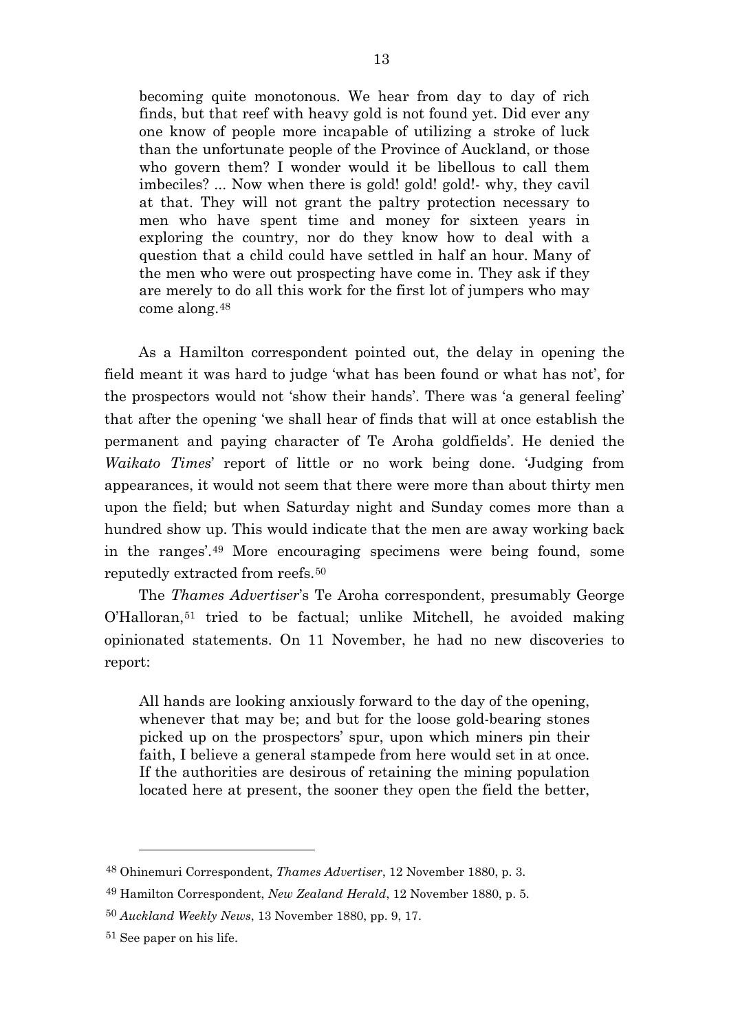> becoming quite monotonous. We hear from day to day of rich finds, but that reef with heavy gold is not found yet. Did ever any one know of people more incapable of utilizing a stroke of luck than the unfortunate people of the Province of Auckland, or those who govern them? I wonder would it be libellous to call them imbeciles? ... Now when there is gold! gold! gold!- why, they cavil at that. They will not grant the paltry protection necessary to men who have spent time and money for sixteen years in exploring the country, nor do they know how to deal with a question that a child could have settled in half an hour. Many of the men who were out prospecting have come in. They ask if they are merely to do all this work for the first lot of jumpers who may come along.[48]

As a Hamilton correspondent pointed out, the delay in opening the field meant it was hard to judge 'what has been found or what has not', for the prospectors would not 'show their hands'. There was 'a general feeling' that after the opening 'we shall hear of finds that will at once establish the permanent and paying character of Te Aroha goldfields'. He denied the *Waikato Times*' report of little or no work being done. 'Judging from appearances, it would not seem that there were more than about thirty men upon the field; but when Saturday night and Sunday comes more than a hundred show up. This would indicate that the men are away working back in the ranges'.[49] More encouraging specimens were being found, some reputedly extracted from reefs.[50]

The *Thames Advertiser*'s Te Aroha correspondent, presumably George O'Halloran,[51] tried to be factual; unlike Mitchell, he avoided making opinionated statements. On 11 November, he had no new discoveries to report:

> All hands are looking anxiously forward to the day of the opening, whenever that may be; and but for the loose gold-bearing stones picked up on the prospectors' spur, upon which miners pin their faith, I believe a general stampede from here would set in at once. If the authorities are desirous of retaining the mining population located here at present, the sooner they open the field the better,

---

[48] Ohinemuri Correspondent, *Thames Advertiser*, 12 November 1880, p. 3.

[49] Hamilton Correspondent, *New Zealand Herald*, 12 November 1880, p. 5.

[50] *Auckland Weekly News*, 13 November 1880, pp. 9, 17.

[51] See paper on his life.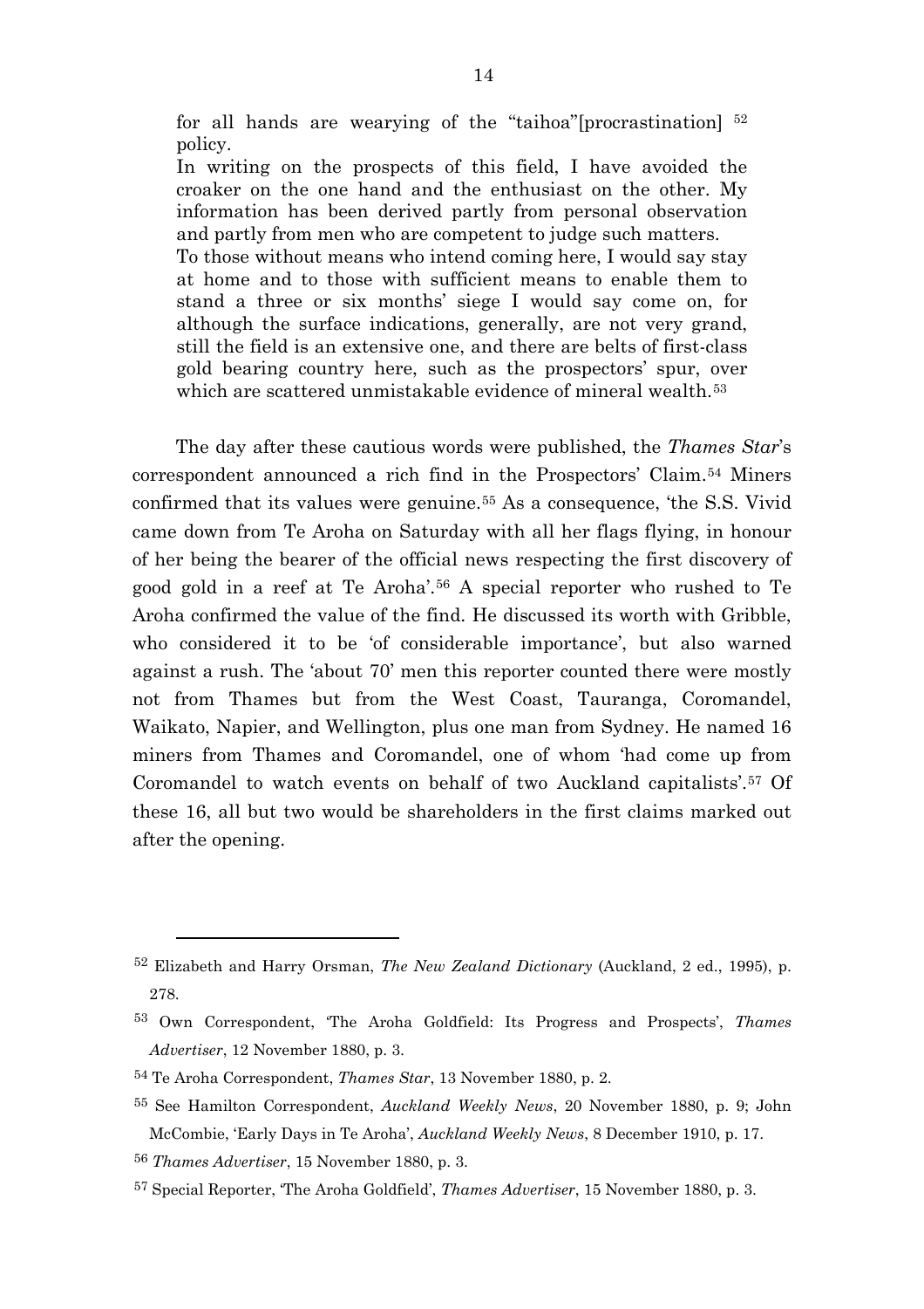> for all hands are wearying of the "taihoa"[procrastination] [52] policy.
>
> In writing on the prospects of this field, I have avoided the croaker on the one hand and the enthusiast on the other. My information has been derived partly from personal observation and partly from men who are competent to judge such matters.
>
> To those without means who intend coming here, I would say stay at home and to those with sufficient means to enable them to stand a three or six months' siege I would say come on, for although the surface indications, generally, are not very grand, still the field is an extensive one, and there are belts of first-class gold bearing country here, such as the prospectors' spur, over which are scattered unmistakable evidence of mineral wealth.[53]

The day after these cautious words were published, the *Thames Star*'s correspondent announced a rich find in the Prospectors' Claim.[54] Miners confirmed that its values were genuine.[55] As a consequence, 'the S.S. Vivid came down from Te Aroha on Saturday with all her flags flying, in honour of her being the bearer of the official news respecting the first discovery of good gold in a reef at Te Aroha'.[56] A special reporter who rushed to Te Aroha confirmed the value of the find. He discussed its worth with Gribble, who considered it to be 'of considerable importance', but also warned against a rush. The 'about 70' men this reporter counted there were mostly not from Thames but from the West Coast, Tauranga, Coromandel, Waikato, Napier, and Wellington, plus one man from Sydney. He named 16 miners from Thames and Coromandel, one of whom 'had come up from Coromandel to watch events on behalf of two Auckland capitalists'.[57] Of these 16, all but two would be shareholders in the first claims marked out after the opening.

---

[52] Elizabeth and Harry Orsman, *The New Zealand Dictionary* (Auckland, 2 ed., 1995), p. 278.

[53] Own Correspondent, 'The Aroha Goldfield: Its Progress and Prospects', *Thames Advertiser*, 12 November 1880, p. 3.

[54] Te Aroha Correspondent, *Thames Star*, 13 November 1880, p. 2.

[55] See Hamilton Correspondent, *Auckland Weekly News*, 20 November 1880, p. 9; John McCombie, 'Early Days in Te Aroha', *Auckland Weekly News*, 8 December 1910, p. 17.

[56] *Thames Advertiser*, 15 November 1880, p. 3.

[57] Special Reporter, 'The Aroha Goldfield', *Thames Advertiser*, 15 November 1880, p. 3.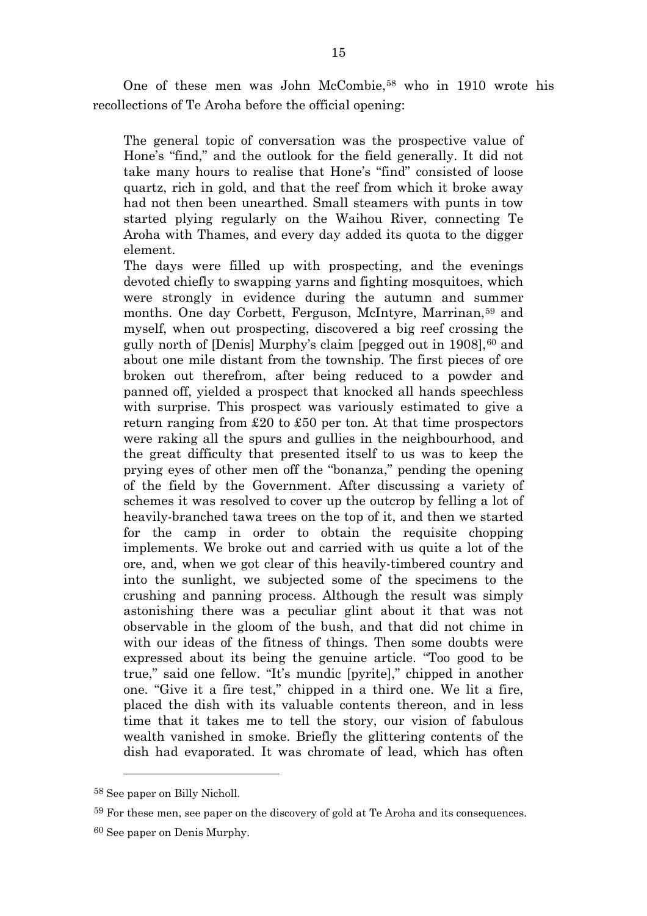One of these men was John McCombie,[58] who in 1910 wrote his recollections of Te Aroha before the official opening:

> The general topic of conversation was the prospective value of Hone's "find," and the outlook for the field generally. It did not take many hours to realise that Hone's "find" consisted of loose quartz, rich in gold, and that the reef from which it broke away had not then been unearthed. Small steamers with punts in tow started plying regularly on the Waihou River, connecting Te Aroha with Thames, and every day added its quota to the digger element.
>
> The days were filled up with prospecting, and the evenings devoted chiefly to swapping yarns and fighting mosquitoes, which were strongly in evidence during the autumn and summer months. One day Corbett, Ferguson, McIntyre, Marrinan,[59] and myself, when out prospecting, discovered a big reef crossing the gully north of [Denis] Murphy's claim [pegged out in 1908],[60] and about one mile distant from the township. The first pieces of ore broken out therefrom, after being reduced to a powder and panned off, yielded a prospect that knocked all hands speechless with surprise. This prospect was variously estimated to give a return ranging from £20 to £50 per ton. At that time prospectors were raking all the spurs and gullies in the neighbourhood, and the great difficulty that presented itself to us was to keep the prying eyes of other men off the "bonanza," pending the opening of the field by the Government. After discussing a variety of schemes it was resolved to cover up the outcrop by felling a lot of heavily-branched tawa trees on the top of it, and then we started for the camp in order to obtain the requisite chopping implements. We broke out and carried with us quite a lot of the ore, and, when we got clear of this heavily-timbered country and into the sunlight, we subjected some of the specimens to the crushing and panning process. Although the result was simply astonishing there was a peculiar glint about it that was not observable in the gloom of the bush, and that did not chime in with our ideas of the fitness of things. Then some doubts were expressed about its being the genuine article. "Too good to be true," said one fellow. "It's mundic [pyrite]," chipped in another one. "Give it a fire test," chipped in a third one. We lit a fire, placed the dish with its valuable contents thereon, and in less time that it takes me to tell the story, our vision of fabulous wealth vanished in smoke. Briefly the glittering contents of the dish had evaporated. It was chromate of lead, which has often

---

[58] See paper on Billy Nicholl.

[59] For these men, see paper on the discovery of gold at Te Aroha and its consequences.

[60] See paper on Denis Murphy.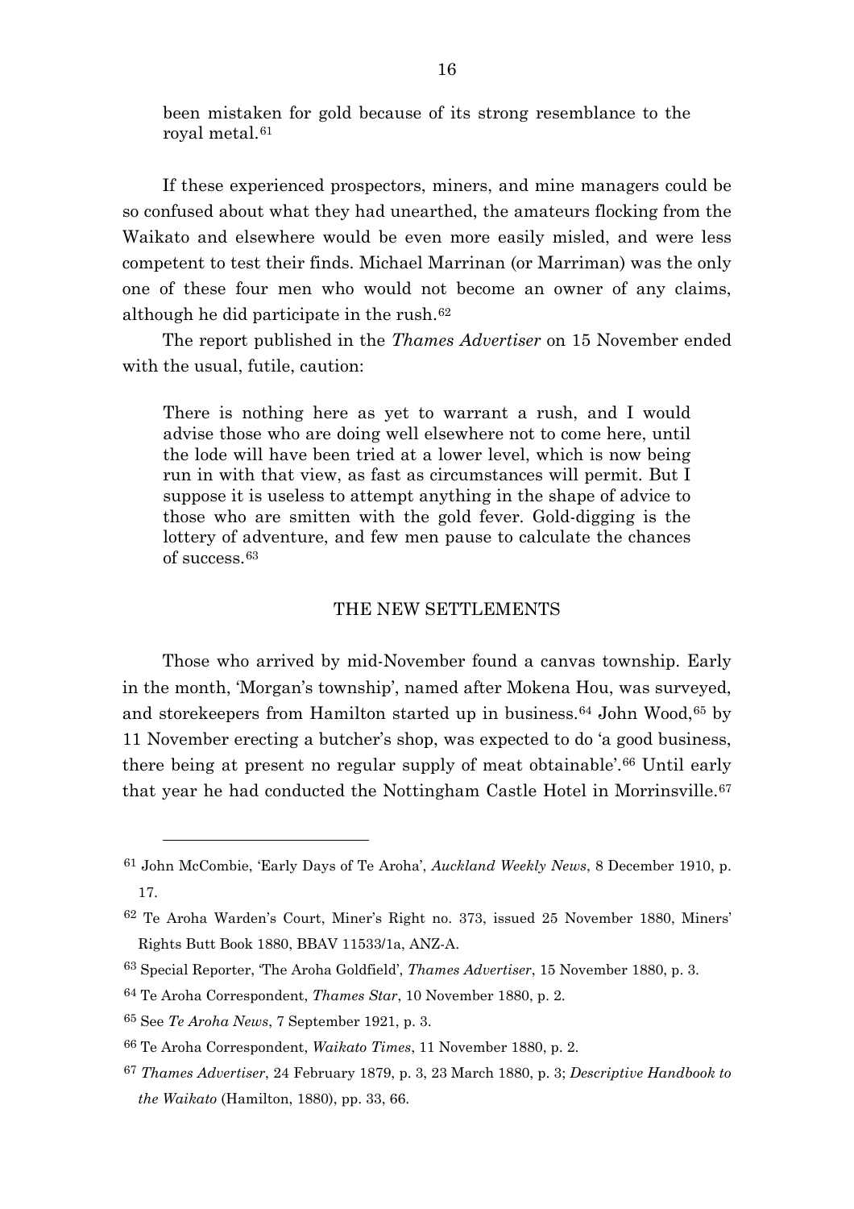> been mistaken for gold because of its strong resemblance to the royal metal.[61]

If these experienced prospectors, miners, and mine managers could be so confused about what they had unearthed, the amateurs flocking from the Waikato and elsewhere would be even more easily misled, and were less competent to test their finds. Michael Marrinan (or Marriman) was the only one of these four men who would not become an owner of any claims, although he did participate in the rush.[62]

The report published in the *Thames Advertiser* on 15 November ended with the usual, futile, caution:

> There is nothing here as yet to warrant a rush, and I would advise those who are doing well elsewhere not to come here, until the lode will have been tried at a lower level, which is now being run in with that view, as fast as circumstances will permit. But I suppose it is useless to attempt anything in the shape of advice to those who are smitten with the gold fever. Gold-digging is the lottery of adventure, and few men pause to calculate the chances of success.[63]

## THE NEW SETTLEMENTS

Those who arrived by mid-November found a canvas township. Early in the month, 'Morgan's township', named after Mokena Hou, was surveyed, and storekeepers from Hamilton started up in business.[64] John Wood,[65] by 11 November erecting a butcher's shop, was expected to do 'a good business, there being at present no regular supply of meat obtainable'.[66] Until early that year he had conducted the Nottingham Castle Hotel in Morrinsville.[67]

---

[61] John McCombie, 'Early Days of Te Aroha', *Auckland Weekly News*, 8 December 1910, p. 17.

[62] Te Aroha Warden's Court, Miner's Right no. 373, issued 25 November 1880, Miners' Rights Butt Book 1880, BBAV 11533/1a, ANZ-A.

[63] Special Reporter, 'The Aroha Goldfield', *Thames Advertiser*, 15 November 1880, p. 3.

[64] Te Aroha Correspondent, *Thames Star*, 10 November 1880, p. 2.

[65] See *Te Aroha News*, 7 September 1921, p. 3.

[66] Te Aroha Correspondent, *Waikato Times*, 11 November 1880, p. 2.

[67] *Thames Advertiser*, 24 February 1879, p. 3, 23 March 1880, p. 3; *Descriptive Handbook to the Waikato* (Hamilton, 1880), pp. 33, 66.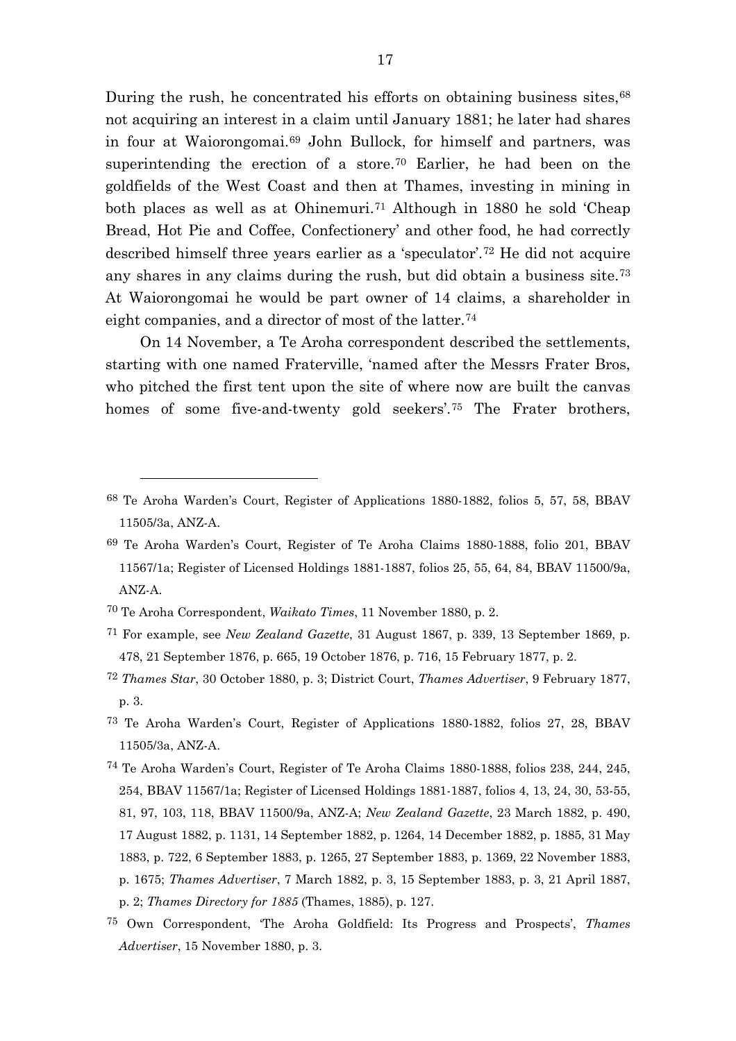During the rush, he concentrated his efforts on obtaining business sites,[68] not acquiring an interest in a claim until January 1881; he later had shares in four at Waiorongomai.[69] John Bullock, for himself and partners, was superintending the erection of a store.[70] Earlier, he had been on the goldfields of the West Coast and then at Thames, investing in mining in both places as well as at Ohinemuri.[71] Although in 1880 he sold 'Cheap Bread, Hot Pie and Coffee, Confectionery' and other food, he had correctly described himself three years earlier as a 'speculator'.[72] He did not acquire any shares in any claims during the rush, but did obtain a business site.[73] At Waiorongomai he would be part owner of 14 claims, a shareholder in eight companies, and a director of most of the latter.[74]

On 14 November, a Te Aroha correspondent described the settlements, starting with one named Fraterville, 'named after the Messrs Frater Bros, who pitched the first tent upon the site of where now are built the canvas homes of some five-and-twenty gold seekers'.[75] The Frater brothers,

---

[68] Te Aroha Warden's Court, Register of Applications 1880-1882, folios 5, 57, 58, BBAV 11505/3a, ANZ-A.

[69] Te Aroha Warden's Court, Register of Te Aroha Claims 1880-1888, folio 201, BBAV 11567/1a; Register of Licensed Holdings 1881-1887, folios 25, 55, 64, 84, BBAV 11500/9a, ANZ-A.

[70] Te Aroha Correspondent, *Waikato Times*, 11 November 1880, p. 2.

[71] For example, see *New Zealand Gazette*, 31 August 1867, p. 339, 13 September 1869, p. 478, 21 September 1876, p. 665, 19 October 1876, p. 716, 15 February 1877, p. 2.

[72] *Thames Star*, 30 October 1880, p. 3; District Court, *Thames Advertiser*, 9 February 1877, p. 3.

[73] Te Aroha Warden's Court, Register of Applications 1880-1882, folios 27, 28, BBAV 11505/3a, ANZ-A.

[74] Te Aroha Warden's Court, Register of Te Aroha Claims 1880-1888, folios 238, 244, 245, 254, BBAV 11567/1a; Register of Licensed Holdings 1881-1887, folios 4, 13, 24, 30, 53-55, 81, 97, 103, 118, BBAV 11500/9a, ANZ-A; *New Zealand Gazette*, 23 March 1882, p. 490, 17 August 1882, p. 1131, 14 September 1882, p. 1264, 14 December 1882, p. 1885, 31 May 1883, p. 722, 6 September 1883, p. 1265, 27 September 1883, p. 1369, 22 November 1883, p. 1675; *Thames Advertiser*, 7 March 1882, p. 3, 15 September 1883, p. 3, 21 April 1887, p. 2; *Thames Directory for 1885* (Thames, 1885), p. 127.

[75] Own Correspondent, 'The Aroha Goldfield: Its Progress and Prospects', *Thames Advertiser*, 15 November 1880, p. 3.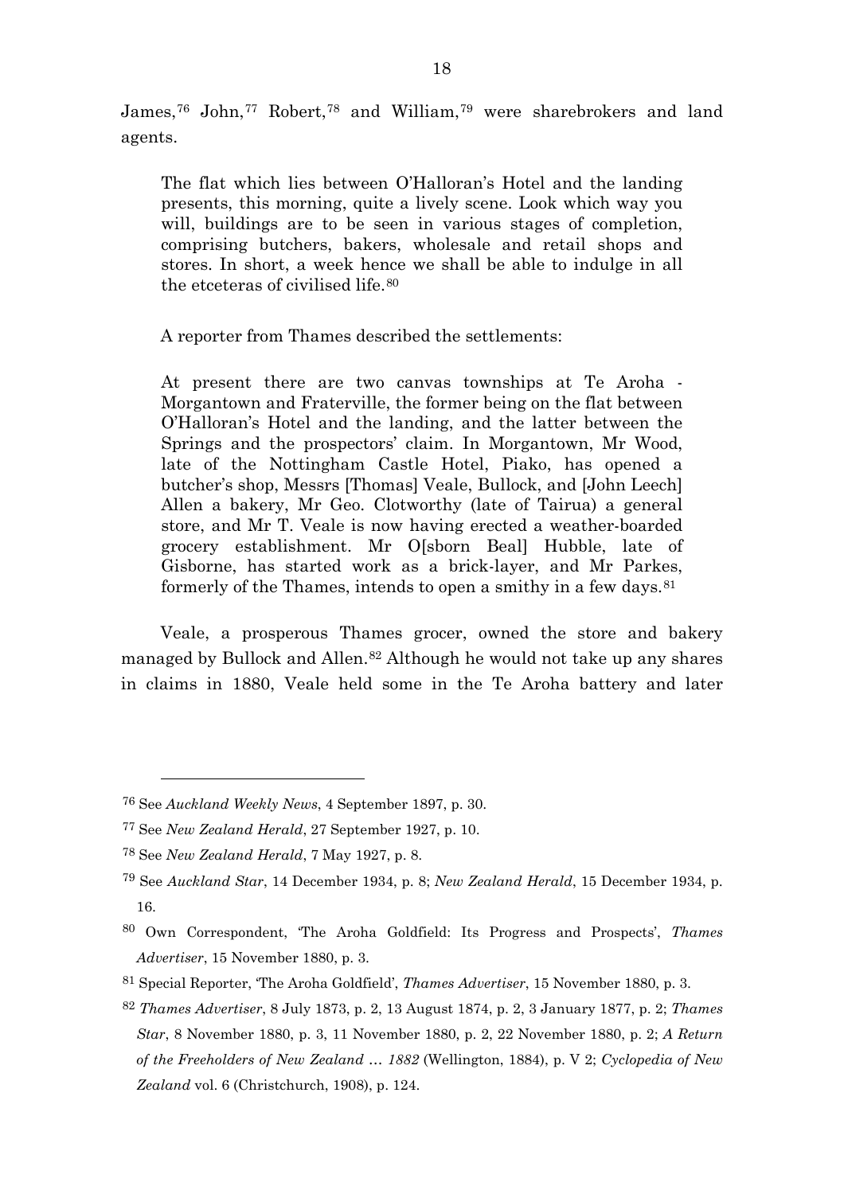James,[76] John,[77] Robert,[78] and William,[79] were sharebrokers and land agents.

> The flat which lies between O'Halloran's Hotel and the landing presents, this morning, quite a lively scene. Look which way you will, buildings are to be seen in various stages of completion, comprising butchers, bakers, wholesale and retail shops and stores. In short, a week hence we shall be able to indulge in all the etceteras of civilised life.[80]

A reporter from Thames described the settlements:

> At present there are two canvas townships at Te Aroha - Morgantown and Fraterville, the former being on the flat between O'Halloran's Hotel and the landing, and the latter between the Springs and the prospectors' claim. In Morgantown, Mr Wood, late of the Nottingham Castle Hotel, Piako, has opened a butcher's shop, Messrs [Thomas] Veale, Bullock, and [John Leech] Allen a bakery, Mr Geo. Clotworthy (late of Tairua) a general store, and Mr T. Veale is now having erected a weather-boarded grocery establishment. Mr O[sborn Beal] Hubble, late of Gisborne, has started work as a brick-layer, and Mr Parkes, formerly of the Thames, intends to open a smithy in a few days.[81]

Veale, a prosperous Thames grocer, owned the store and bakery managed by Bullock and Allen.[82] Although he would not take up any shares in claims in 1880, Veale held some in the Te Aroha battery and later

---

[76] See *Auckland Weekly News*, 4 September 1897, p. 30.

[77] See *New Zealand Herald*, 27 September 1927, p. 10.

[78] See *New Zealand Herald*, 7 May 1927, p. 8.

[79] See *Auckland Star*, 14 December 1934, p. 8; *New Zealand Herald*, 15 December 1934, p. 16.

[80] Own Correspondent, 'The Aroha Goldfield: Its Progress and Prospects', *Thames Advertiser*, 15 November 1880, p. 3.

[81] Special Reporter, 'The Aroha Goldfield', *Thames Advertiser*, 15 November 1880, p. 3.

[82] *Thames Advertiser*, 8 July 1873, p. 2, 13 August 1874, p. 2, 3 January 1877, p. 2; *Thames Star*, 8 November 1880, p. 3, 11 November 1880, p. 2, 22 November 1880, p. 2; *A Return of the Freeholders of New Zealand … 1882* (Wellington, 1884), p. V 2; *Cyclopedia of New Zealand* vol. 6 (Christchurch, 1908), p. 124.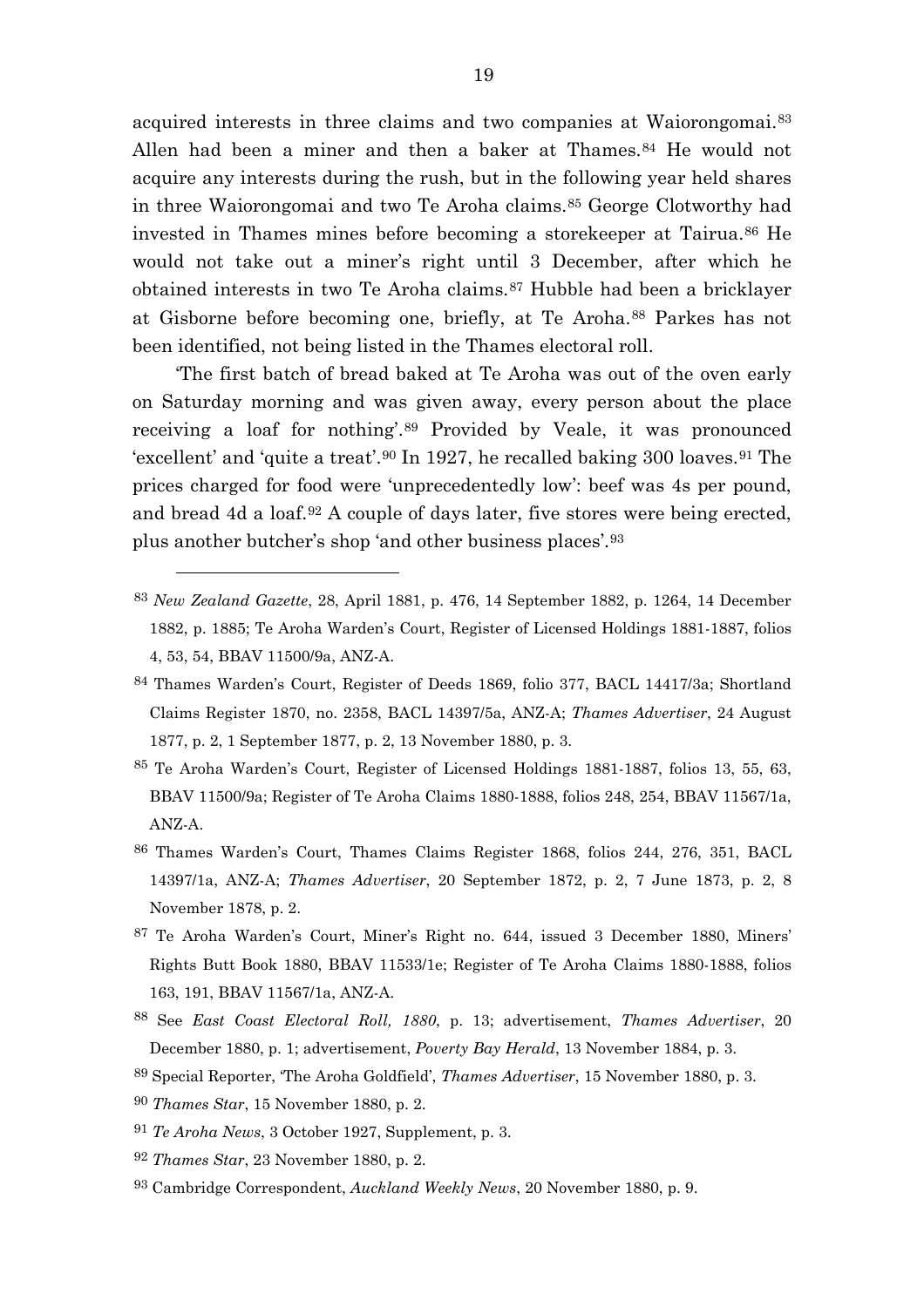acquired interests in three claims and two companies at Waiorongomai.[83] Allen had been a miner and then a baker at Thames.[84] He would not acquire any interests during the rush, but in the following year held shares in three Waiorongomai and two Te Aroha claims.[85] George Clotworthy had invested in Thames mines before becoming a storekeeper at Tairua.[86] He would not take out a miner's right until 3 December, after which he obtained interests in two Te Aroha claims.[87] Hubble had been a bricklayer at Gisborne before becoming one, briefly, at Te Aroha.[88] Parkes has not been identified, not being listed in the Thames electoral roll.

'The first batch of bread baked at Te Aroha was out of the oven early on Saturday morning and was given away, every person about the place receiving a loaf for nothing'.[89] Provided by Veale, it was pronounced 'excellent' and 'quite a treat'.[90] In 1927, he recalled baking 300 loaves.[91] The prices charged for food were 'unprecedentedly low': beef was 4s per pound, and bread 4d a loaf.[92] A couple of days later, five stores were being erected, plus another butcher's shop 'and other business places'.[93]

---

[83] *New Zealand Gazette*, 28, April 1881, p. 476, 14 September 1882, p. 1264, 14 December 1882, p. 1885; Te Aroha Warden's Court, Register of Licensed Holdings 1881-1887, folios 4, 53, 54, BBAV 11500/9a, ANZ-A.

[84] Thames Warden's Court, Register of Deeds 1869, folio 377, BACL 14417/3a; Shortland Claims Register 1870, no. 2358, BACL 14397/5a, ANZ-A; *Thames Advertiser*, 24 August 1877, p. 2, 1 September 1877, p. 2, 13 November 1880, p. 3.

[85] Te Aroha Warden's Court, Register of Licensed Holdings 1881-1887, folios 13, 55, 63, BBAV 11500/9a; Register of Te Aroha Claims 1880-1888, folios 248, 254, BBAV 11567/1a, ANZ-A.

[86] Thames Warden's Court, Thames Claims Register 1868, folios 244, 276, 351, BACL 14397/1a, ANZ-A; *Thames Advertiser*, 20 September 1872, p. 2, 7 June 1873, p. 2, 8 November 1878, p. 2.

[87] Te Aroha Warden's Court, Miner's Right no. 644, issued 3 December 1880, Miners' Rights Butt Book 1880, BBAV 11533/1e; Register of Te Aroha Claims 1880-1888, folios 163, 191, BBAV 11567/1a, ANZ-A.

[88] See *East Coast Electoral Roll, 1880*, p. 13; advertisement, *Thames Advertiser*, 20 December 1880, p. 1; advertisement, *Poverty Bay Herald*, 13 November 1884, p. 3.

[89] Special Reporter, 'The Aroha Goldfield', *Thames Advertiser*, 15 November 1880, p. 3.

[90] *Thames Star*, 15 November 1880, p. 2.

[91] *Te Aroha News*, 3 October 1927, Supplement, p. 3.

[92] *Thames Star*, 23 November 1880, p. 2.

[93] Cambridge Correspondent, *Auckland Weekly News*, 20 November 1880, p. 9.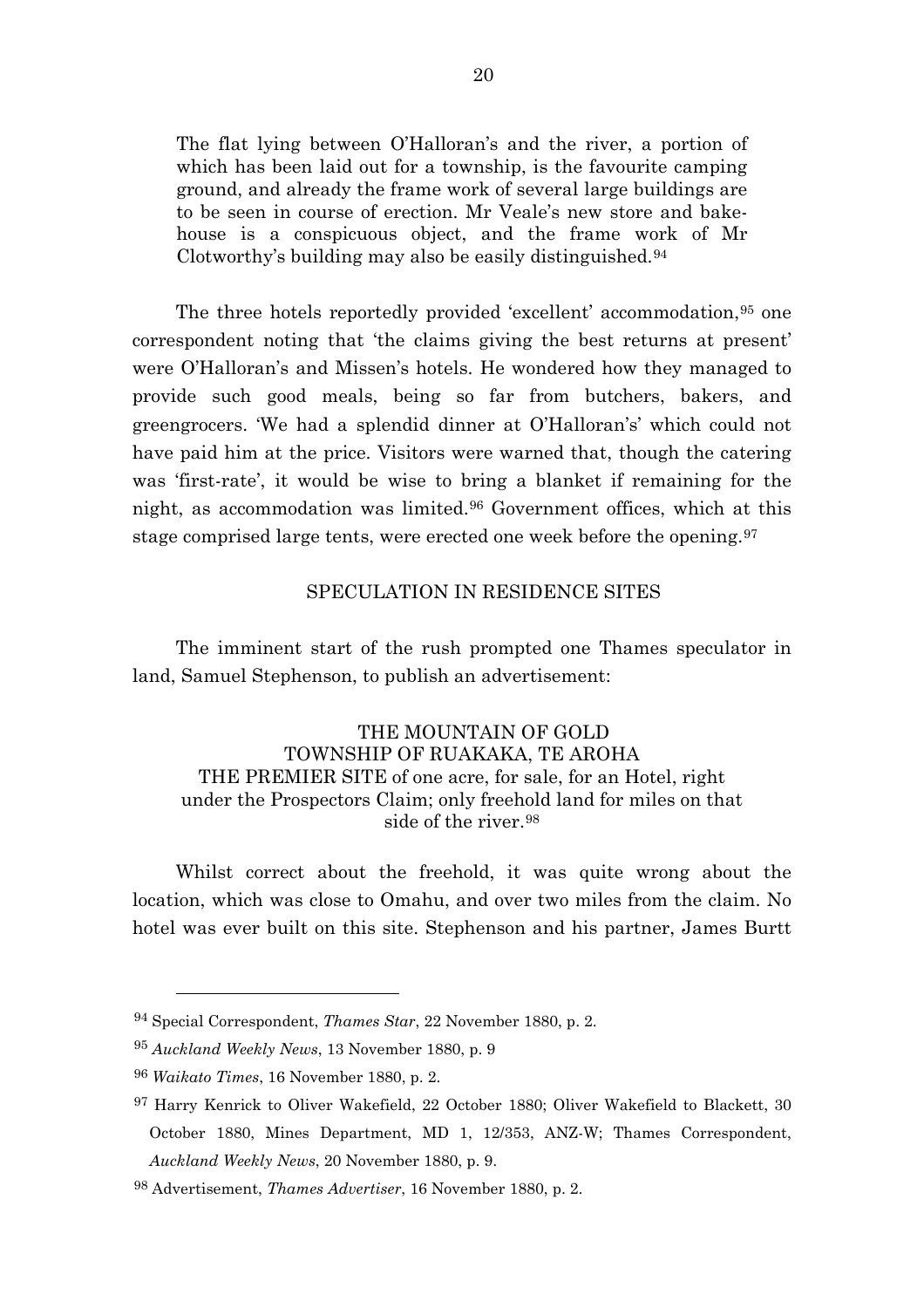> The flat lying between O'Halloran's and the river, a portion of which has been laid out for a township, is the favourite camping ground, and already the frame work of several large buildings are to be seen in course of erection. Mr Veale's new store and bake-house is a conspicuous object, and the frame work of Mr Clotworthy's building may also be easily distinguished.[94]

The three hotels reportedly provided 'excellent' accommodation,[95] one correspondent noting that 'the claims giving the best returns at present' were O'Halloran's and Missen's hotels. He wondered how they managed to provide such good meals, being so far from butchers, bakers, and greengrocers. 'We had a splendid dinner at O'Halloran's' which could not have paid him at the price. Visitors were warned that, though the catering was 'first-rate', it would be wise to bring a blanket if remaining for the night, as accommodation was limited.[96] Government offices, which at this stage comprised large tents, were erected one week before the opening.[97]

## SPECULATION IN RESIDENCE SITES

The imminent start of the rush prompted one Thames speculator in land, Samuel Stephenson, to publish an advertisement:

> THE MOUNTAIN OF GOLD
> TOWNSHIP OF RUAKAKA, TE AROHA
> THE PREMIER SITE of one acre, for sale, for an Hotel, right under the Prospectors Claim; only freehold land for miles on that side of the river.[98]

Whilst correct about the freehold, it was quite wrong about the location, which was close to Omahu, and over two miles from the claim. No hotel was ever built on this site. Stephenson and his partner, James Burtt

---

[94] Special Correspondent, *Thames Star*, 22 November 1880, p. 2.

[95] *Auckland Weekly News*, 13 November 1880, p. 9

[96] *Waikato Times*, 16 November 1880, p. 2.

[97] Harry Kenrick to Oliver Wakefield, 22 October 1880; Oliver Wakefield to Blackett, 30 October 1880, Mines Department, MD 1, 12/353, ANZ-W; Thames Correspondent, *Auckland Weekly News*, 20 November 1880, p. 9.

[98] Advertisement, *Thames Advertiser*, 16 November 1880, p. 2.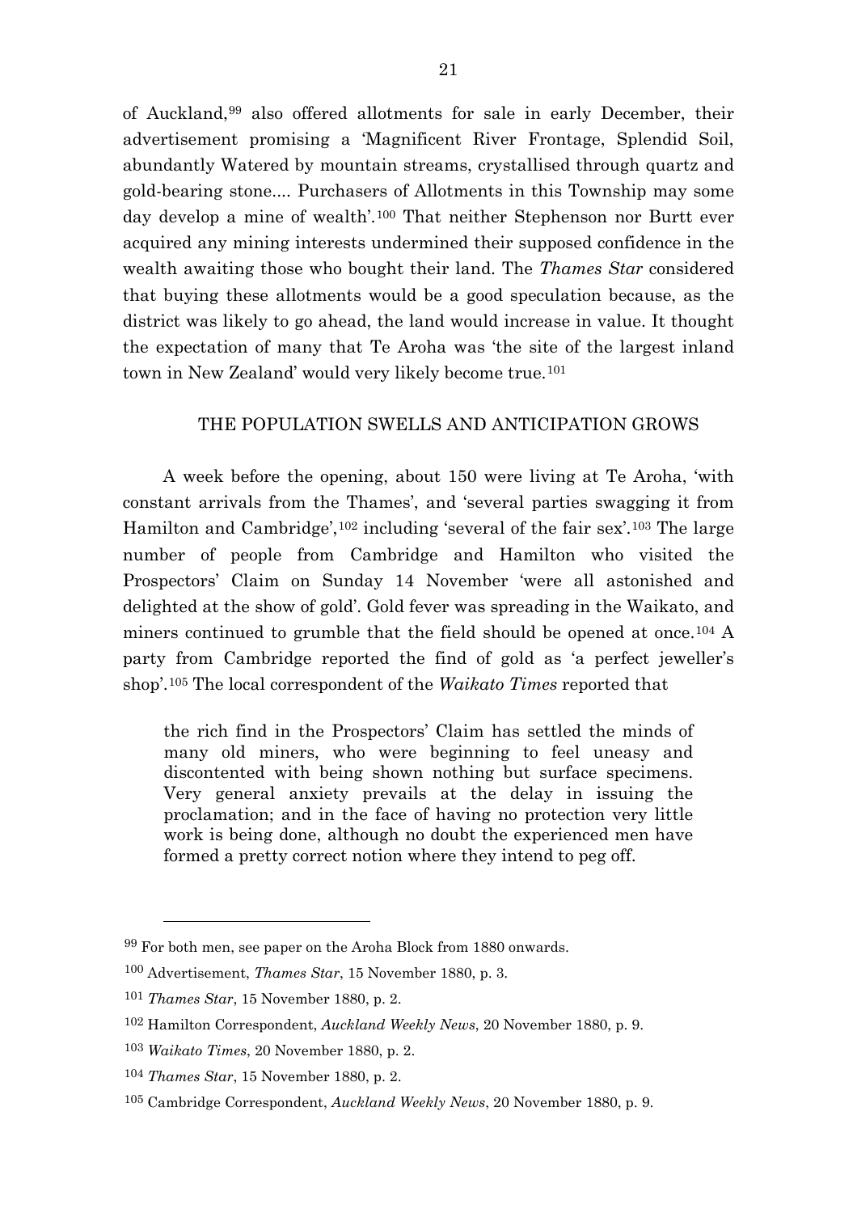of Auckland,[99] also offered allotments for sale in early December, their advertisement promising a 'Magnificent River Frontage, Splendid Soil, abundantly Watered by mountain streams, crystallised through quartz and gold-bearing stone.... Purchasers of Allotments in this Township may some day develop a mine of wealth'.[100] That neither Stephenson nor Burtt ever acquired any mining interests undermined their supposed confidence in the wealth awaiting those who bought their land. The *Thames Star* considered that buying these allotments would be a good speculation because, as the district was likely to go ahead, the land would increase in value. It thought the expectation of many that Te Aroha was 'the site of the largest inland town in New Zealand' would very likely become true.[101]

## THE POPULATION SWELLS AND ANTICIPATION GROWS

A week before the opening, about 150 were living at Te Aroha, 'with constant arrivals from the Thames', and 'several parties swagging it from Hamilton and Cambridge',[102] including 'several of the fair sex'.[103] The large number of people from Cambridge and Hamilton who visited the Prospectors' Claim on Sunday 14 November 'were all astonished and delighted at the show of gold'. Gold fever was spreading in the Waikato, and miners continued to grumble that the field should be opened at once.[104] A party from Cambridge reported the find of gold as 'a perfect jeweller's shop'.[105] The local correspondent of the *Waikato Times* reported that

> the rich find in the Prospectors' Claim has settled the minds of many old miners, who were beginning to feel uneasy and discontented with being shown nothing but surface specimens. Very general anxiety prevails at the delay in issuing the proclamation; and in the face of having no protection very little work is being done, although no doubt the experienced men have formed a pretty correct notion where they intend to peg off.

---

[99] For both men, see paper on the Aroha Block from 1880 onwards.

[100] Advertisement, *Thames Star*, 15 November 1880, p. 3.

[101] *Thames Star*, 15 November 1880, p. 2.

[102] Hamilton Correspondent, *Auckland Weekly News*, 20 November 1880, p. 9.

[103] *Waikato Times*, 20 November 1880, p. 2.

[104] *Thames Star*, 15 November 1880, p. 2.

[105] Cambridge Correspondent, *Auckland Weekly News*, 20 November 1880, p. 9.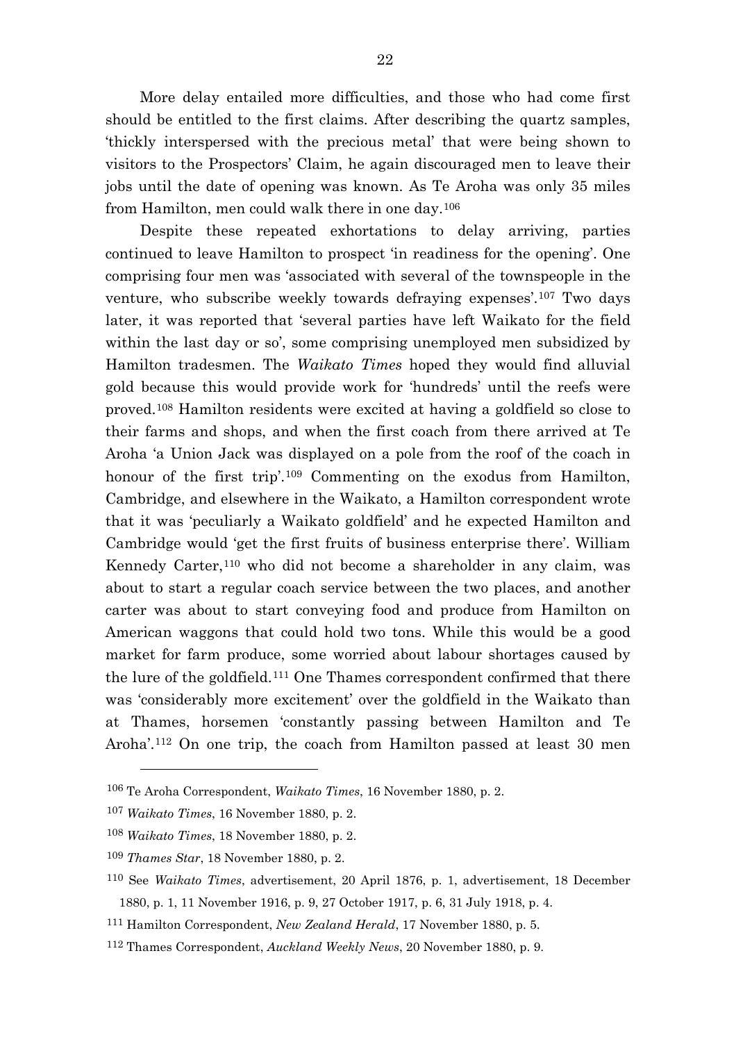More delay entailed more difficulties, and those who had come first should be entitled to the first claims. After describing the quartz samples, 'thickly interspersed with the precious metal' that were being shown to visitors to the Prospectors' Claim, he again discouraged men to leave their jobs until the date of opening was known. As Te Aroha was only 35 miles from Hamilton, men could walk there in one day.[106]

Despite these repeated exhortations to delay arriving, parties continued to leave Hamilton to prospect 'in readiness for the opening'. One comprising four men was 'associated with several of the townspeople in the venture, who subscribe weekly towards defraying expenses'.[107] Two days later, it was reported that 'several parties have left Waikato for the field within the last day or so', some comprising unemployed men subsidized by Hamilton tradesmen. The *Waikato Times* hoped they would find alluvial gold because this would provide work for 'hundreds' until the reefs were proved.[108] Hamilton residents were excited at having a goldfield so close to their farms and shops, and when the first coach from there arrived at Te Aroha 'a Union Jack was displayed on a pole from the roof of the coach in honour of the first trip'.[109] Commenting on the exodus from Hamilton, Cambridge, and elsewhere in the Waikato, a Hamilton correspondent wrote that it was 'peculiarly a Waikato goldfield' and he expected Hamilton and Cambridge would 'get the first fruits of business enterprise there'. William Kennedy Carter,[110] who did not become a shareholder in any claim, was about to start a regular coach service between the two places, and another carter was about to start conveying food and produce from Hamilton on American waggons that could hold two tons. While this would be a good market for farm produce, some worried about labour shortages caused by the lure of the goldfield.[111] One Thames correspondent confirmed that there was 'considerably more excitement' over the goldfield in the Waikato than at Thames, horsemen 'constantly passing between Hamilton and Te Aroha'.[112] On one trip, the coach from Hamilton passed at least 30 men

---

[106] Te Aroha Correspondent, *Waikato Times*, 16 November 1880, p. 2.

[107] *Waikato Times*, 16 November 1880, p. 2.

[108] *Waikato Times*, 18 November 1880, p. 2.

[109] *Thames Star*, 18 November 1880, p. 2.

[110] See *Waikato Times*, advertisement, 20 April 1876, p. 1, advertisement, 18 December 1880, p. 1, 11 November 1916, p. 9, 27 October 1917, p. 6, 31 July 1918, p. 4.

[111] Hamilton Correspondent, *New Zealand Herald*, 17 November 1880, p. 5.

[112] Thames Correspondent, *Auckland Weekly News*, 20 November 1880, p. 9.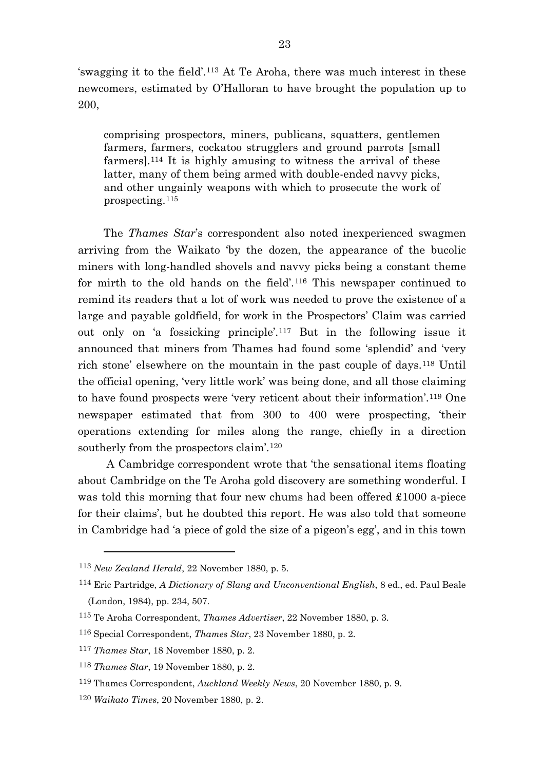'swagging it to the field'.[113] At Te Aroha, there was much interest in these newcomers, estimated by O'Halloran to have brought the population up to 200,

> comprising prospectors, miners, publicans, squatters, gentlemen farmers, farmers, cockatoo strugglers and ground parrots [small farmers].[114] It is highly amusing to witness the arrival of these latter, many of them being armed with double-ended navvy picks, and other ungainly weapons with which to prosecute the work of prospecting.[115]

The *Thames Star*'s correspondent also noted inexperienced swagmen arriving from the Waikato 'by the dozen, the appearance of the bucolic miners with long-handled shovels and navvy picks being a constant theme for mirth to the old hands on the field'.[116] This newspaper continued to remind its readers that a lot of work was needed to prove the existence of a large and payable goldfield, for work in the Prospectors' Claim was carried out only on 'a fossicking principle'.[117] But in the following issue it announced that miners from Thames had found some 'splendid' and 'very rich stone' elsewhere on the mountain in the past couple of days.[118] Until the official opening, 'very little work' was being done, and all those claiming to have found prospects were 'very reticent about their information'.[119] One newspaper estimated that from 300 to 400 were prospecting, 'their operations extending for miles along the range, chiefly in a direction southerly from the prospectors claim'.[120]

A Cambridge correspondent wrote that 'the sensational items floating about Cambridge on the Te Aroha gold discovery are something wonderful. I was told this morning that four new chums had been offered £1000 a-piece for their claims', but he doubted this report. He was also told that someone in Cambridge had 'a piece of gold the size of a pigeon's egg', and in this town

---

[113] *New Zealand Herald*, 22 November 1880, p. 5.

[114] Eric Partridge, *A Dictionary of Slang and Unconventional English*, 8 ed., ed. Paul Beale (London, 1984), pp. 234, 507.

[115] Te Aroha Correspondent, *Thames Advertiser*, 22 November 1880, p. 3.

[116] Special Correspondent, *Thames Star*, 23 November 1880, p. 2.

[117] *Thames Star*, 18 November 1880, p. 2.

[118] *Thames Star*, 19 November 1880, p. 2.

[119] Thames Correspondent, *Auckland Weekly News*, 20 November 1880, p. 9.

[120] *Waikato Times*, 20 November 1880, p. 2.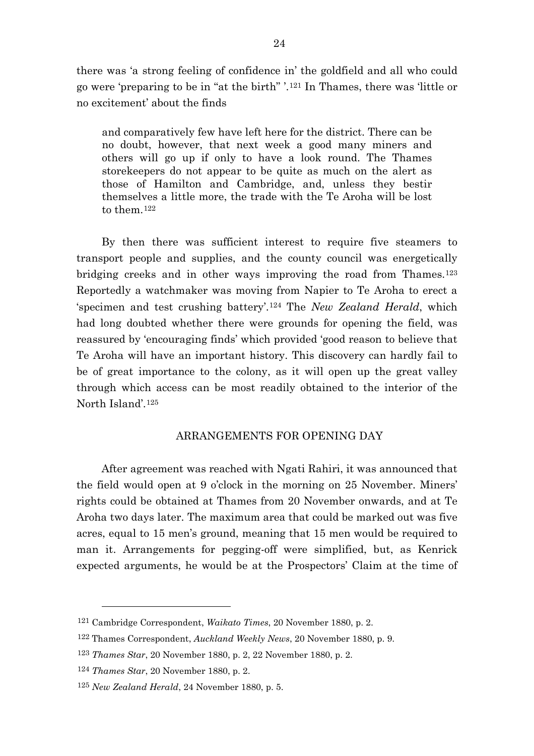there was 'a strong feeling of confidence in' the goldfield and all who could go were 'preparing to be in "at the birth" '.[121] In Thames, there was 'little or no excitement' about the finds

> and comparatively few have left here for the district. There can be no doubt, however, that next week a good many miners and others will go up if only to have a look round. The Thames storekeepers do not appear to be quite as much on the alert as those of Hamilton and Cambridge, and, unless they bestir themselves a little more, the trade with the Te Aroha will be lost to them.[122]

By then there was sufficient interest to require five steamers to transport people and supplies, and the county council was energetically bridging creeks and in other ways improving the road from Thames.[123] Reportedly a watchmaker was moving from Napier to Te Aroha to erect a 'specimen and test crushing battery'.[124] The *New Zealand Herald*, which had long doubted whether there were grounds for opening the field, was reassured by 'encouraging finds' which provided 'good reason to believe that Te Aroha will have an important history. This discovery can hardly fail to be of great importance to the colony, as it will open up the great valley through which access can be most readily obtained to the interior of the North Island'.[125]

## ARRANGEMENTS FOR OPENING DAY

After agreement was reached with Ngati Rahiri, it was announced that the field would open at 9 o'clock in the morning on 25 November. Miners' rights could be obtained at Thames from 20 November onwards, and at Te Aroha two days later. The maximum area that could be marked out was five acres, equal to 15 men's ground, meaning that 15 men would be required to man it. Arrangements for pegging-off were simplified, but, as Kenrick expected arguments, he would be at the Prospectors' Claim at the time of

---

[121] Cambridge Correspondent, *Waikato Times*, 20 November 1880, p. 2.

[122] Thames Correspondent, *Auckland Weekly News*, 20 November 1880, p. 9.

[123] *Thames Star*, 20 November 1880, p. 2, 22 November 1880, p. 2.

[124] *Thames Star*, 20 November 1880, p. 2.

[125] *New Zealand Herald*, 24 November 1880, p. 5.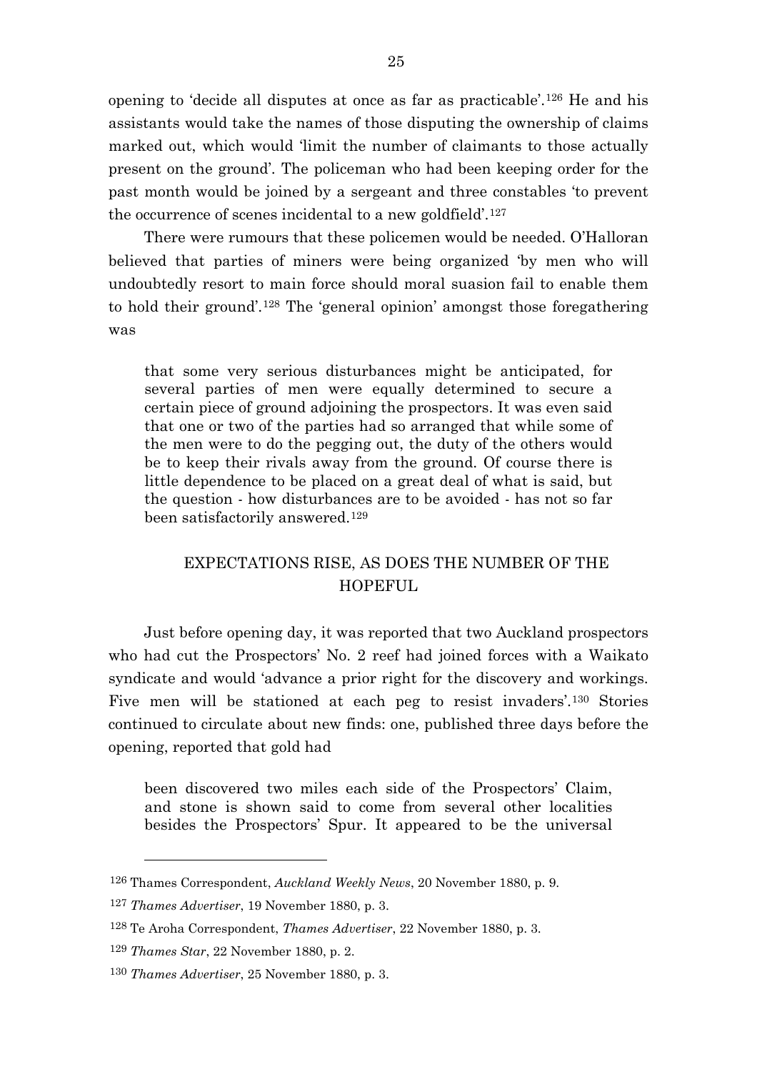opening to 'decide all disputes at once as far as practicable'.[126] He and his assistants would take the names of those disputing the ownership of claims marked out, which would 'limit the number of claimants to those actually present on the ground'. The policeman who had been keeping order for the past month would be joined by a sergeant and three constables 'to prevent the occurrence of scenes incidental to a new goldfield'.[127]

There were rumours that these policemen would be needed. O'Halloran believed that parties of miners were being organized 'by men who will undoubtedly resort to main force should moral suasion fail to enable them to hold their ground'.[128] The 'general opinion' amongst those foregathering was

> that some very serious disturbances might be anticipated, for several parties of men were equally determined to secure a certain piece of ground adjoining the prospectors. It was even said that one or two of the parties had so arranged that while some of the men were to do the pegging out, the duty of the others would be to keep their rivals away from the ground. Of course there is little dependence to be placed on a great deal of what is said, but the question - how disturbances are to be avoided - has not so far been satisfactorily answered.[129]

## EXPECTATIONS RISE, AS DOES THE NUMBER OF THE HOPEFUL

Just before opening day, it was reported that two Auckland prospectors who had cut the Prospectors' No. 2 reef had joined forces with a Waikato syndicate and would 'advance a prior right for the discovery and workings. Five men will be stationed at each peg to resist invaders'.[130] Stories continued to circulate about new finds: one, published three days before the opening, reported that gold had

> been discovered two miles each side of the Prospectors' Claim, and stone is shown said to come from several other localities besides the Prospectors' Spur. It appeared to be the universal

---

[126] Thames Correspondent, *Auckland Weekly News*, 20 November 1880, p. 9.

[127] *Thames Advertiser*, 19 November 1880, p. 3.

[128] Te Aroha Correspondent, *Thames Advertiser*, 22 November 1880, p. 3.

[129] *Thames Star*, 22 November 1880, p. 2.

[130] *Thames Advertiser*, 25 November 1880, p. 3.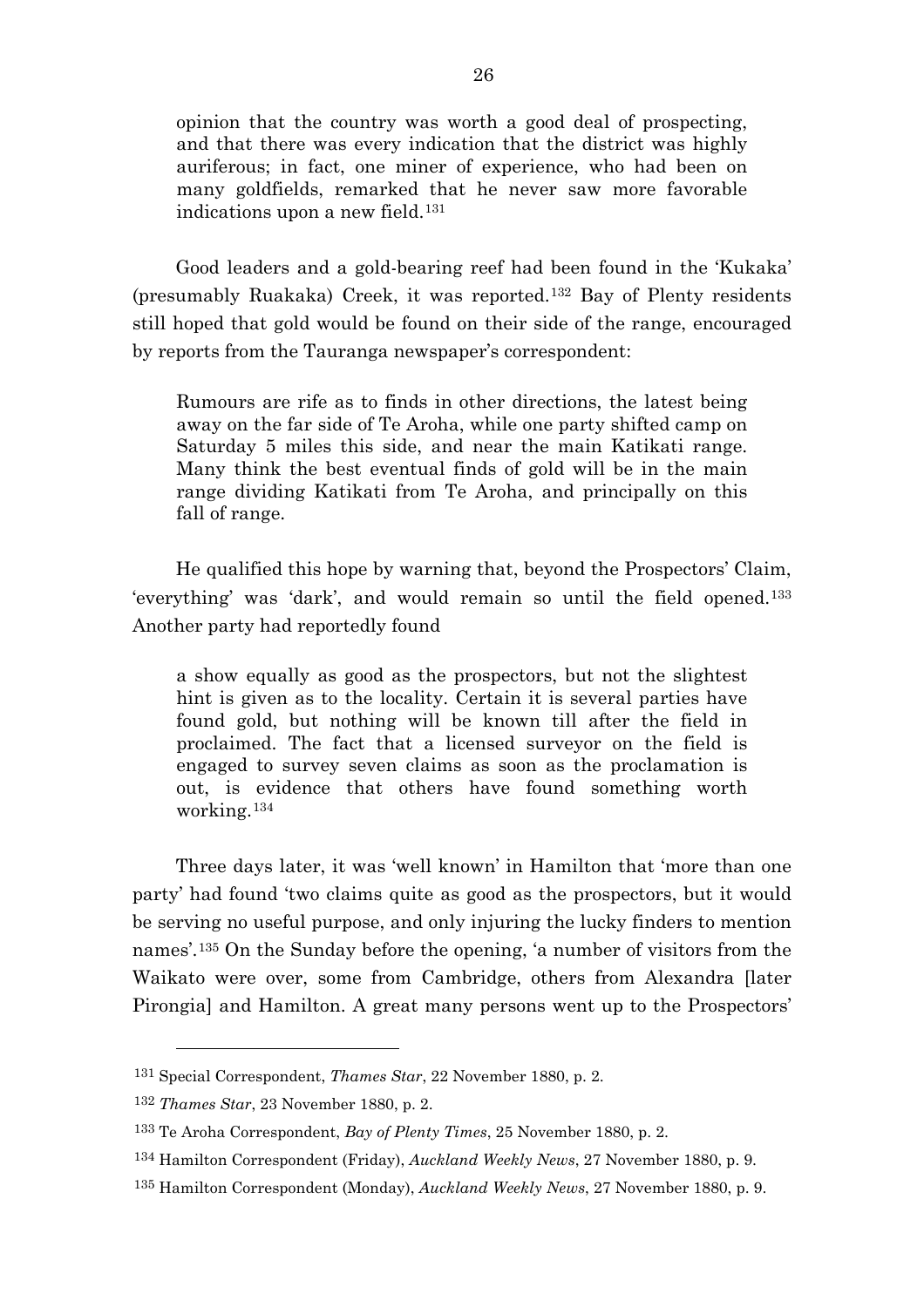> opinion that the country was worth a good deal of prospecting, and that there was every indication that the district was highly auriferous; in fact, one miner of experience, who had been on many goldfields, remarked that he never saw more favorable indications upon a new field.[131]

Good leaders and a gold-bearing reef had been found in the 'Kukaka' (presumably Ruakaka) Creek, it was reported.[132] Bay of Plenty residents still hoped that gold would be found on their side of the range, encouraged by reports from the Tauranga newspaper's correspondent:

> Rumours are rife as to finds in other directions, the latest being away on the far side of Te Aroha, while one party shifted camp on Saturday 5 miles this side, and near the main Katikati range. Many think the best eventual finds of gold will be in the main range dividing Katikati from Te Aroha, and principally on this fall of range.

He qualified this hope by warning that, beyond the Prospectors' Claim, 'everything' was 'dark', and would remain so until the field opened.[133] Another party had reportedly found

> a show equally as good as the prospectors, but not the slightest hint is given as to the locality. Certain it is several parties have found gold, but nothing will be known till after the field in proclaimed. The fact that a licensed surveyor on the field is engaged to survey seven claims as soon as the proclamation is out, is evidence that others have found something worth working.[134]

Three days later, it was 'well known' in Hamilton that 'more than one party' had found 'two claims quite as good as the prospectors, but it would be serving no useful purpose, and only injuring the lucky finders to mention names'.[135] On the Sunday before the opening, 'a number of visitors from the Waikato were over, some from Cambridge, others from Alexandra [later Pirongia] and Hamilton. A great many persons went up to the Prospectors'

---

[131] Special Correspondent, *Thames Star*, 22 November 1880, p. 2.

[132] *Thames Star*, 23 November 1880, p. 2.

[133] Te Aroha Correspondent, *Bay of Plenty Times*, 25 November 1880, p. 2.

[134] Hamilton Correspondent (Friday), *Auckland Weekly News*, 27 November 1880, p. 9.

[135] Hamilton Correspondent (Monday), *Auckland Weekly News*, 27 November 1880, p. 9.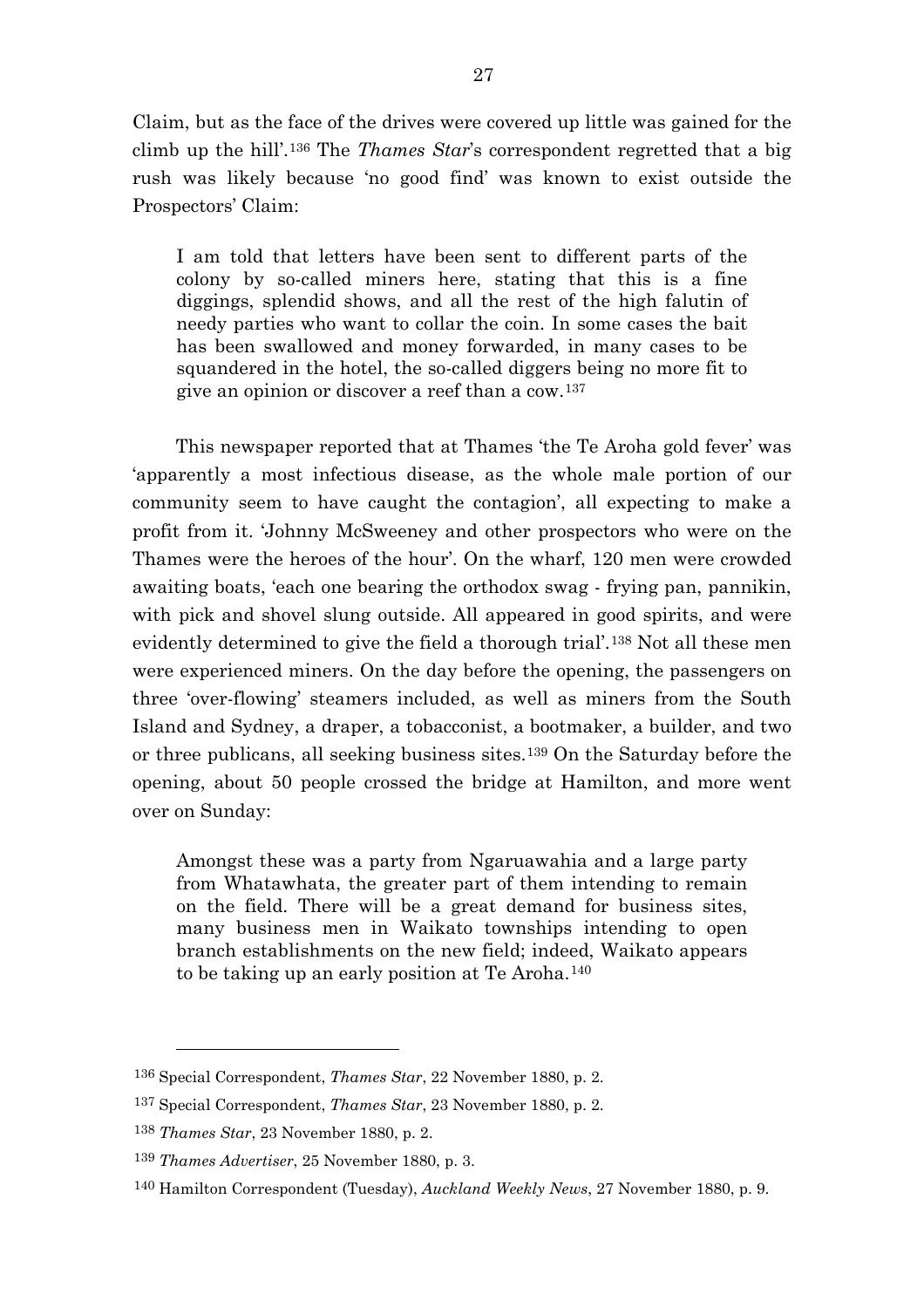Claim, but as the face of the drives were covered up little was gained for the climb up the hill'.[136] The *Thames Star*'s correspondent regretted that a big rush was likely because 'no good find' was known to exist outside the Prospectors' Claim:

> I am told that letters have been sent to different parts of the colony by so-called miners here, stating that this is a fine diggings, splendid shows, and all the rest of the high falutin of needy parties who want to collar the coin. In some cases the bait has been swallowed and money forwarded, in many cases to be squandered in the hotel, the so-called diggers being no more fit to give an opinion or discover a reef than a cow.[137]

This newspaper reported that at Thames 'the Te Aroha gold fever' was 'apparently a most infectious disease, as the whole male portion of our community seem to have caught the contagion', all expecting to make a profit from it. 'Johnny McSweeney and other prospectors who were on the Thames were the heroes of the hour'. On the wharf, 120 men were crowded awaiting boats, 'each one bearing the orthodox swag - frying pan, pannikin, with pick and shovel slung outside. All appeared in good spirits, and were evidently determined to give the field a thorough trial'.[138] Not all these men were experienced miners. On the day before the opening, the passengers on three 'over-flowing' steamers included, as well as miners from the South Island and Sydney, a draper, a tobacconist, a bootmaker, a builder, and two or three publicans, all seeking business sites.[139] On the Saturday before the opening, about 50 people crossed the bridge at Hamilton, and more went over on Sunday:

> Amongst these was a party from Ngaruawahia and a large party from Whatawhata, the greater part of them intending to remain on the field. There will be a great demand for business sites, many business men in Waikato townships intending to open branch establishments on the new field; indeed, Waikato appears to be taking up an early position at Te Aroha.[140]

---

[136] Special Correspondent, *Thames Star*, 22 November 1880, p. 2.

[137] Special Correspondent, *Thames Star*, 23 November 1880, p. 2.

[138] *Thames Star*, 23 November 1880, p. 2.

[139] *Thames Advertiser*, 25 November 1880, p. 3.

[140] Hamilton Correspondent (Tuesday), *Auckland Weekly News*, 27 November 1880, p. 9.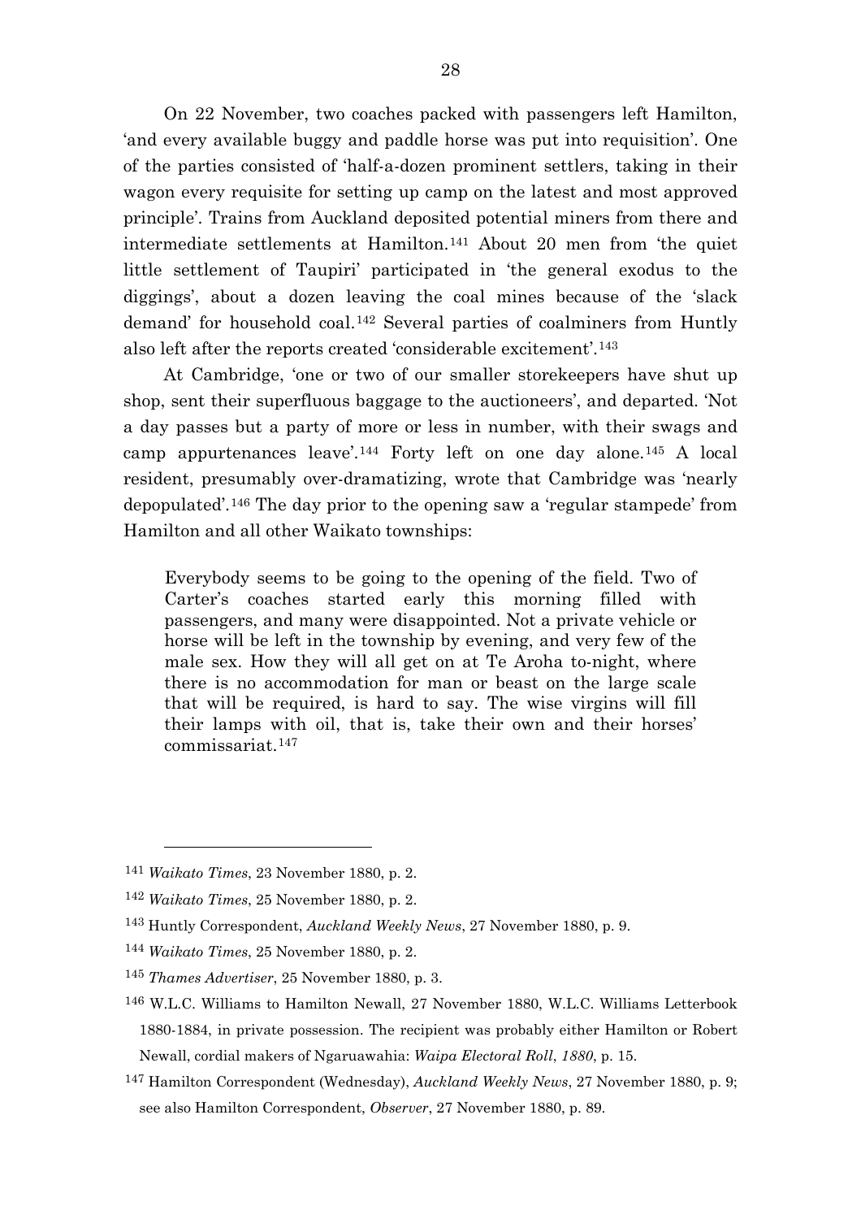On 22 November, two coaches packed with passengers left Hamilton, 'and every available buggy and paddle horse was put into requisition'. One of the parties consisted of 'half-a-dozen prominent settlers, taking in their wagon every requisite for setting up camp on the latest and most approved principle'. Trains from Auckland deposited potential miners from there and intermediate settlements at Hamilton.[141] About 20 men from 'the quiet little settlement of Taupiri' participated in 'the general exodus to the diggings', about a dozen leaving the coal mines because of the 'slack demand' for household coal.[142] Several parties of coalminers from Huntly also left after the reports created 'considerable excitement'.[143]

At Cambridge, 'one or two of our smaller storekeepers have shut up shop, sent their superfluous baggage to the auctioneers', and departed. 'Not a day passes but a party of more or less in number, with their swags and camp appurtenances leave'.[144] Forty left on one day alone.[145] A local resident, presumably over-dramatizing, wrote that Cambridge was 'nearly depopulated'.[146] The day prior to the opening saw a 'regular stampede' from Hamilton and all other Waikato townships:

> Everybody seems to be going to the opening of the field. Two of Carter's coaches started early this morning filled with passengers, and many were disappointed. Not a private vehicle or horse will be left in the township by evening, and very few of the male sex. How they will all get on at Te Aroha to-night, where there is no accommodation for man or beast on the large scale that will be required, is hard to say. The wise virgins will fill their lamps with oil, that is, take their own and their horses' commissariat.[147]

---

[141] *Waikato Times*, 23 November 1880, p. 2.

[142] *Waikato Times*, 25 November 1880, p. 2.

[143] Huntly Correspondent, *Auckland Weekly News*, 27 November 1880, p. 9.

[144] *Waikato Times*, 25 November 1880, p. 2.

[145] *Thames Advertiser*, 25 November 1880, p. 3.

[146] W.L.C. Williams to Hamilton Newall, 27 November 1880, W.L.C. Williams Letterbook 1880-1884, in private possession. The recipient was probably either Hamilton or Robert Newall, cordial makers of Ngaruawahia: *Waipa Electoral Roll*, *1880*, p. 15.

[147] Hamilton Correspondent (Wednesday), *Auckland Weekly News*, 27 November 1880, p. 9; see also Hamilton Correspondent, *Observer*, 27 November 1880, p. 89.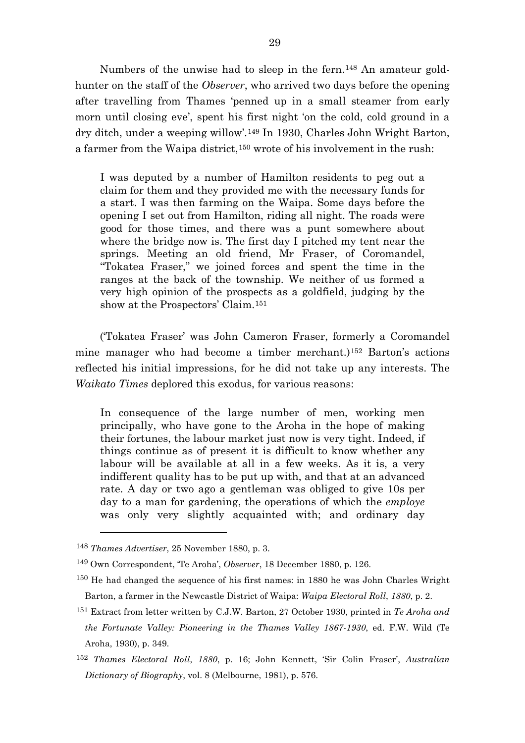Numbers of the unwise had to sleep in the fern.[148] An amateur gold-hunter on the staff of the *Observer*, who arrived two days before the opening after travelling from Thames 'penned up in a small steamer from early morn until closing eve', spent his first night 'on the cold, cold ground in a dry ditch, under a weeping willow'.[149] In 1930, Charles John Wright Barton, a farmer from the Waipa district,[150] wrote of his involvement in the rush:

> I was deputed by a number of Hamilton residents to peg out a claim for them and they provided me with the necessary funds for a start. I was then farming on the Waipa. Some days before the opening I set out from Hamilton, riding all night. The roads were good for those times, and there was a punt somewhere about where the bridge now is. The first day I pitched my tent near the springs. Meeting an old friend, Mr Fraser, of Coromandel, "Tokatea Fraser," we joined forces and spent the time in the ranges at the back of the township. We neither of us formed a very high opinion of the prospects as a goldfield, judging by the show at the Prospectors' Claim.[151]

('Tokatea Fraser' was John Cameron Fraser, formerly a Coromandel mine manager who had become a timber merchant.)[152] Barton's actions reflected his initial impressions, for he did not take up any interests. The *Waikato Times* deplored this exodus, for various reasons:

> In consequence of the large number of men, working men principally, who have gone to the Aroha in the hope of making their fortunes, the labour market just now is very tight. Indeed, if things continue as of present it is difficult to know whether any labour will be available at all in a few weeks. As it is, a very indifferent quality has to be put up with, and that at an advanced rate. A day or two ago a gentleman was obliged to give 10s per day to a man for gardening, the operations of which the *employe* was only very slightly acquainted with; and ordinary day

---

[148] *Thames Advertiser*, 25 November 1880, p. 3.

[149] Own Correspondent, 'Te Aroha', *Observer*, 18 December 1880, p. 126.

[150] He had changed the sequence of his first names: in 1880 he was John Charles Wright Barton, a farmer in the Newcastle District of Waipa: *Waipa Electoral Roll*, *1880*, p. 2.

[151] Extract from letter written by C.J.W. Barton, 27 October 1930, printed in *Te Aroha and the Fortunate Valley: Pioneering in the Thames Valley 1867-1930*, ed. F.W. Wild (Te Aroha, 1930), p. 349.

[152] *Thames Electoral Roll*, *1880*, p. 16; John Kennett, 'Sir Colin Fraser', *Australian Dictionary of Biography*, vol. 8 (Melbourne, 1981), p. 576.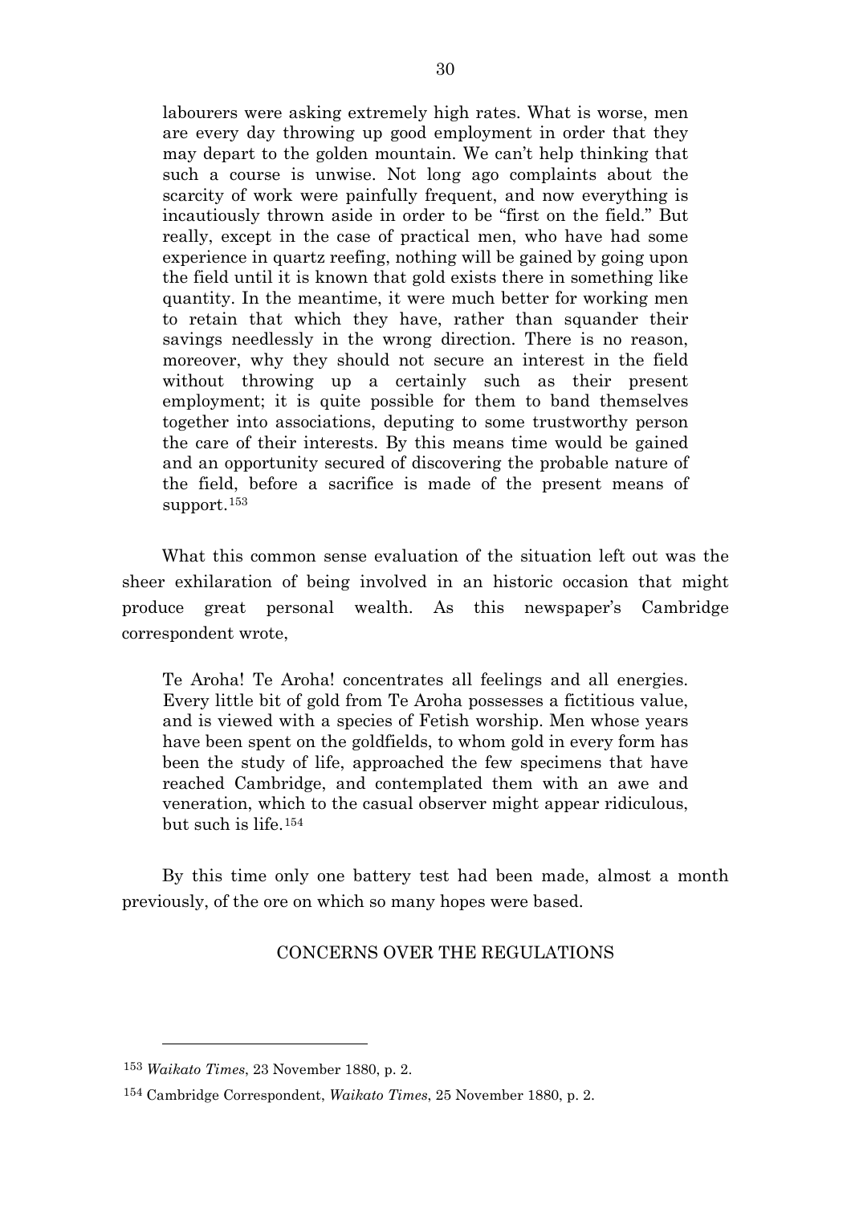labourers were asking extremely high rates. What is worse, men are every day throwing up good employment in order that they may depart to the golden mountain. We can't help thinking that such a course is unwise. Not long ago complaints about the scarcity of work were painfully frequent, and now everything is incautiously thrown aside in order to be "first on the field." But really, except in the case of practical men, who have had some experience in quartz reefing, nothing will be gained by going upon the field until it is known that gold exists there in something like quantity. In the meantime, it were much better for working men to retain that which they have, rather than squander their savings needlessly in the wrong direction. There is no reason, moreover, why they should not secure an interest in the field without throwing up a certainly such as their present employment; it is quite possible for them to band themselves together into associations, deputing to some trustworthy person the care of their interests. By this means time would be gained and an opportunity secured of discovering the probable nature of the field, before a sacrifice is made of the present means of support.[153]

What this common sense evaluation of the situation left out was the sheer exhilaration of being involved in an historic occasion that might produce great personal wealth. As this newspaper's Cambridge correspondent wrote,

> Te Aroha! Te Aroha! concentrates all feelings and all energies. Every little bit of gold from Te Aroha possesses a fictitious value, and is viewed with a species of Fetish worship. Men whose years have been spent on the goldfields, to whom gold in every form has been the study of life, approached the few specimens that have reached Cambridge, and contemplated them with an awe and veneration, which to the casual observer might appear ridiculous, but such is life.[154]

By this time only one battery test had been made, almost a month previously, of the ore on which so many hopes were based.

## CONCERNS OVER THE REGULATIONS

[153] *Waikato Times*, 23 November 1880, p. 2.

[154] Cambridge Correspondent, *Waikato Times*, 25 November 1880, p. 2.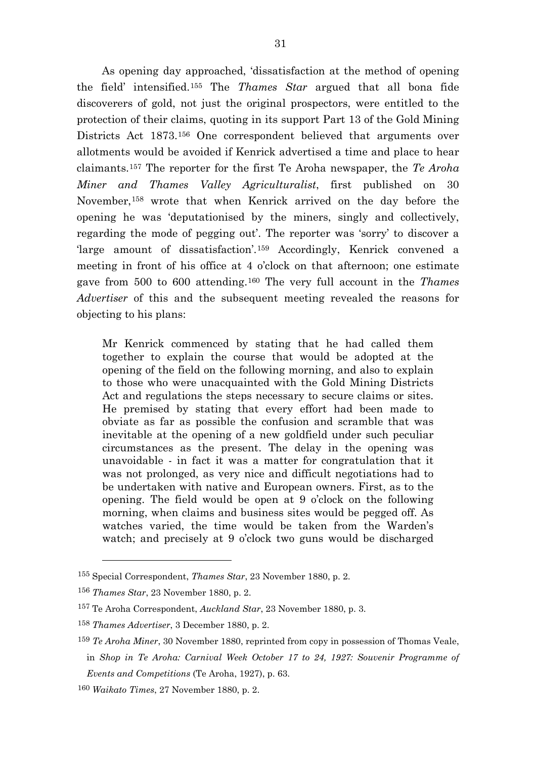As opening day approached, 'dissatisfaction at the method of opening the field' intensified.[155] The *Thames Star* argued that all bona fide discoverers of gold, not just the original prospectors, were entitled to the protection of their claims, quoting in its support Part 13 of the Gold Mining Districts Act 1873.[156] One correspondent believed that arguments over allotments would be avoided if Kenrick advertised a time and place to hear claimants.[157] The reporter for the first Te Aroha newspaper, the *Te Aroha Miner and Thames Valley Agriculturalist*, first published on 30 November,[158] wrote that when Kenrick arrived on the day before the opening he was 'deputationised by the miners, singly and collectively, regarding the mode of pegging out'. The reporter was 'sorry' to discover a 'large amount of dissatisfaction'.[159] Accordingly, Kenrick convened a meeting in front of his office at 4 o'clock on that afternoon; one estimate gave from 500 to 600 attending.[160] The very full account in the *Thames Advertiser* of this and the subsequent meeting revealed the reasons for objecting to his plans:

> Mr Kenrick commenced by stating that he had called them together to explain the course that would be adopted at the opening of the field on the following morning, and also to explain to those who were unacquainted with the Gold Mining Districts Act and regulations the steps necessary to secure claims or sites. He premised by stating that every effort had been made to obviate as far as possible the confusion and scramble that was inevitable at the opening of a new goldfield under such peculiar circumstances as the present. The delay in the opening was unavoidable - in fact it was a matter for congratulation that it was not prolonged, as very nice and difficult negotiations had to be undertaken with native and European owners. First, as to the opening. The field would be open at 9 o'clock on the following morning, when claims and business sites would be pegged off. As watches varied, the time would be taken from the Warden's watch; and precisely at 9 o'clock two guns would be discharged

---

[155] Special Correspondent, *Thames Star*, 23 November 1880, p. 2.

[156] *Thames Star*, 23 November 1880, p. 2.

[157] Te Aroha Correspondent, *Auckland Star*, 23 November 1880, p. 3.

[158] *Thames Advertiser*, 3 December 1880, p. 2.

[159] *Te Aroha Miner*, 30 November 1880, reprinted from copy in possession of Thomas Veale, in *Shop in Te Aroha: Carnival Week October 17 to 24, 1927: Souvenir Programme of Events and Competitions* (Te Aroha, 1927), p. 63.

[160] *Waikato Times*, 27 November 1880, p. 2.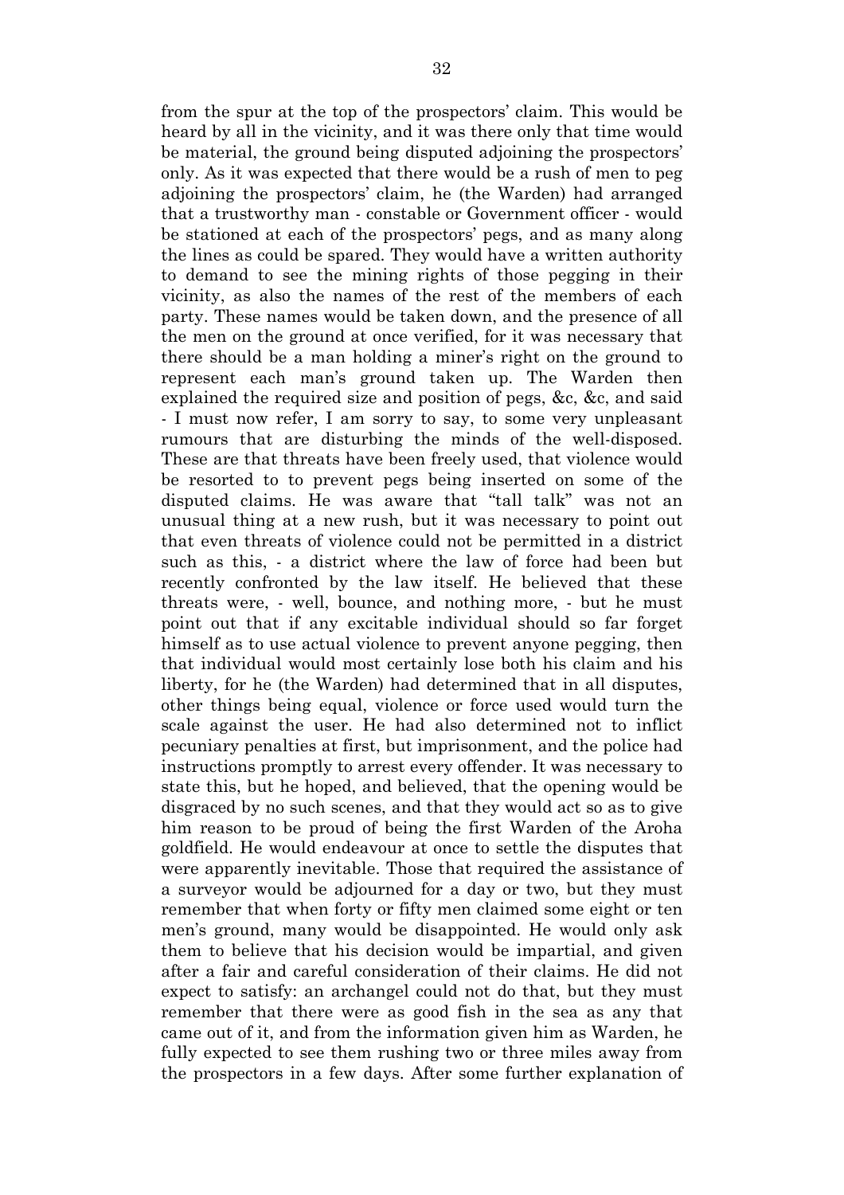from the spur at the top of the prospectors' claim. This would be heard by all in the vicinity, and it was there only that time would be material, the ground being disputed adjoining the prospectors' only. As it was expected that there would be a rush of men to peg adjoining the prospectors' claim, he (the Warden) had arranged that a trustworthy man - constable or Government officer - would be stationed at each of the prospectors' pegs, and as many along the lines as could be spared. They would have a written authority to demand to see the mining rights of those pegging in their vicinity, as also the names of the rest of the members of each party. These names would be taken down, and the presence of all the men on the ground at once verified, for it was necessary that there should be a man holding a miner's right on the ground to represent each man's ground taken up. The Warden then explained the required size and position of pegs, &c, &c, and said - I must now refer, I am sorry to say, to some very unpleasant rumours that are disturbing the minds of the well-disposed. These are that threats have been freely used, that violence would be resorted to to prevent pegs being inserted on some of the disputed claims. He was aware that "tall talk" was not an unusual thing at a new rush, but it was necessary to point out that even threats of violence could not be permitted in a district such as this, - a district where the law of force had been but recently confronted by the law itself. He believed that these threats were, - well, bounce, and nothing more, - but he must point out that if any excitable individual should so far forget himself as to use actual violence to prevent anyone pegging, then that individual would most certainly lose both his claim and his liberty, for he (the Warden) had determined that in all disputes, other things being equal, violence or force used would turn the scale against the user. He had also determined not to inflict pecuniary penalties at first, but imprisonment, and the police had instructions promptly to arrest every offender. It was necessary to state this, but he hoped, and believed, that the opening would be disgraced by no such scenes, and that they would act so as to give him reason to be proud of being the first Warden of the Aroha goldfield. He would endeavour at once to settle the disputes that were apparently inevitable. Those that required the assistance of a surveyor would be adjourned for a day or two, but they must remember that when forty or fifty men claimed some eight or ten men's ground, many would be disappointed. He would only ask them to believe that his decision would be impartial, and given after a fair and careful consideration of their claims. He did not expect to satisfy: an archangel could not do that, but they must remember that there were as good fish in the sea as any that came out of it, and from the information given him as Warden, he fully expected to see them rushing two or three miles away from the prospectors in a few days. After some further explanation of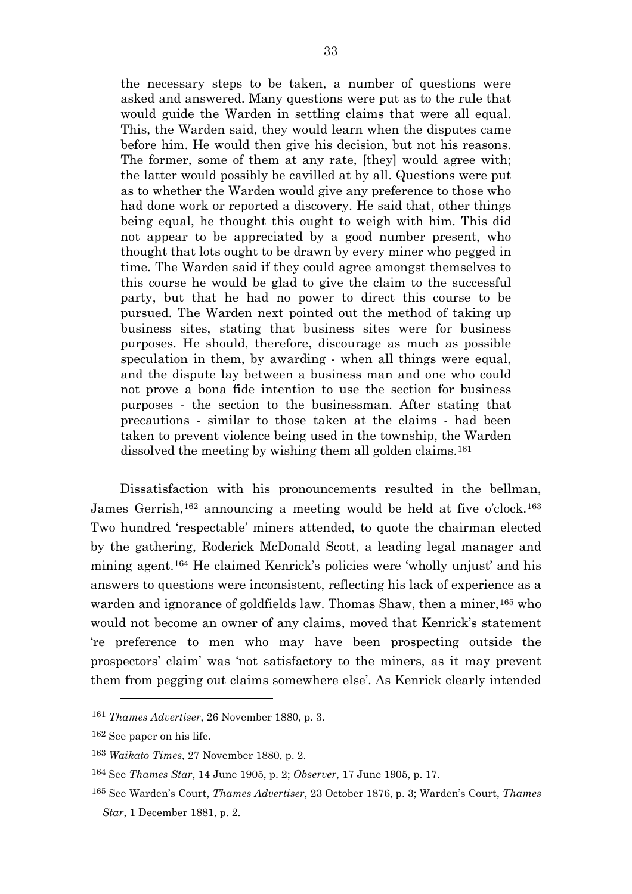> the necessary steps to be taken, a number of questions were asked and answered. Many questions were put as to the rule that would guide the Warden in settling claims that were all equal. This, the Warden said, they would learn when the disputes came before him. He would then give his decision, but not his reasons. The former, some of them at any rate, [they] would agree with; the latter would possibly be cavilled at by all. Questions were put as to whether the Warden would give any preference to those who had done work or reported a discovery. He said that, other things being equal, he thought this ought to weigh with him. This did not appear to be appreciated by a good number present, who thought that lots ought to be drawn by every miner who pegged in time. The Warden said if they could agree amongst themselves to this course he would be glad to give the claim to the successful party, but that he had no power to direct this course to be pursued. The Warden next pointed out the method of taking up business sites, stating that business sites were for business purposes. He should, therefore, discourage as much as possible speculation in them, by awarding - when all things were equal, and the dispute lay between a business man and one who could not prove a bona fide intention to use the section for business purposes - the section to the businessman. After stating that precautions - similar to those taken at the claims - had been taken to prevent violence being used in the township, the Warden dissolved the meeting by wishing them all golden claims.[161]

Dissatisfaction with his pronouncements resulted in the bellman, James Gerrish,[162] announcing a meeting would be held at five o'clock.[163] Two hundred 'respectable' miners attended, to quote the chairman elected by the gathering, Roderick McDonald Scott, a leading legal manager and mining agent.[164] He claimed Kenrick's policies were 'wholly unjust' and his answers to questions were inconsistent, reflecting his lack of experience as a warden and ignorance of goldfields law. Thomas Shaw, then a miner,[165] who would not become an owner of any claims, moved that Kenrick's statement 're preference to men who may have been prospecting outside the prospectors' claim' was 'not satisfactory to the miners, as it may prevent them from pegging out claims somewhere else'. As Kenrick clearly intended

---

[161] *Thames Advertiser*, 26 November 1880, p. 3.

[162] See paper on his life.

[163] *Waikato Times*, 27 November 1880, p. 2.

[164] See *Thames Star*, 14 June 1905, p. 2; *Observer*, 17 June 1905, p. 17.

[165] See Warden's Court, *Thames Advertiser*, 23 October 1876, p. 3; Warden's Court, *Thames Star*, 1 December 1881, p. 2.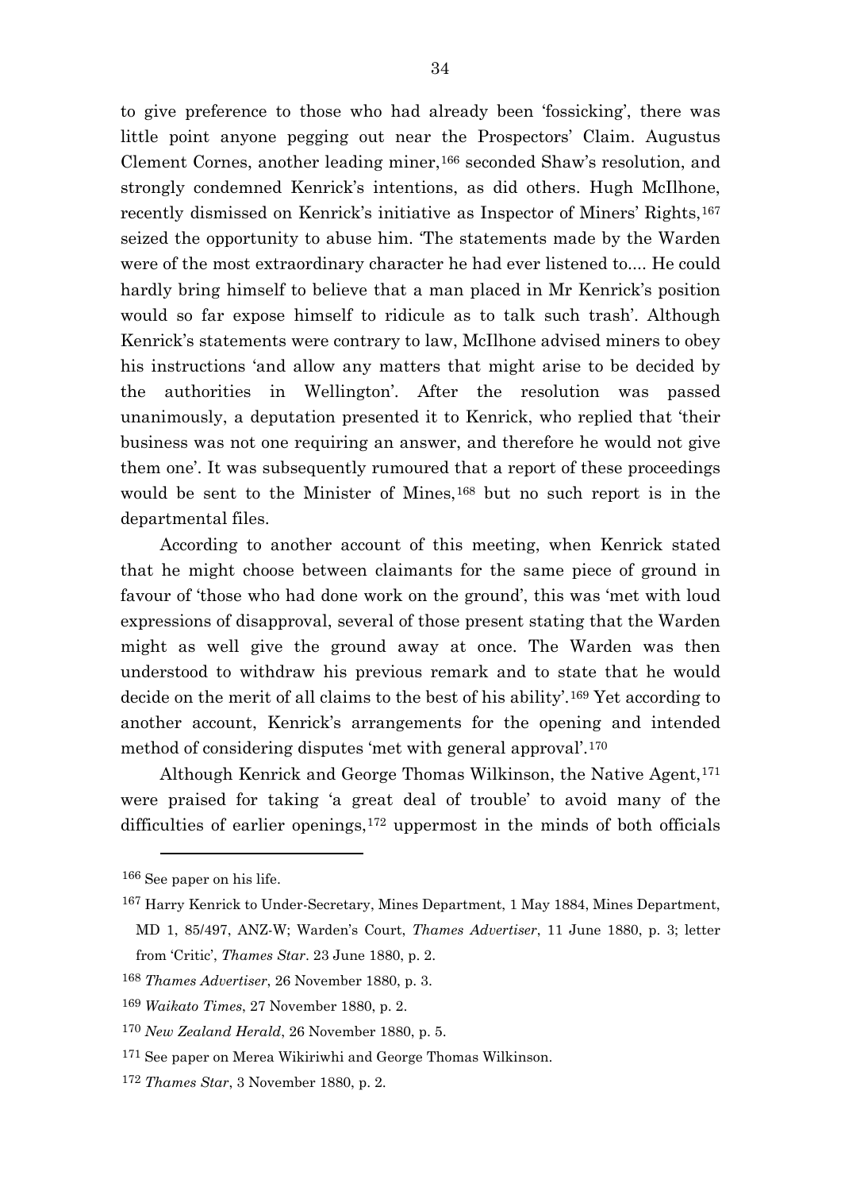to give preference to those who had already been 'fossicking', there was little point anyone pegging out near the Prospectors' Claim. Augustus Clement Cornes, another leading miner,[166] seconded Shaw's resolution, and strongly condemned Kenrick's intentions, as did others. Hugh McIlhone, recently dismissed on Kenrick's initiative as Inspector of Miners' Rights,[167] seized the opportunity to abuse him. 'The statements made by the Warden were of the most extraordinary character he had ever listened to.... He could hardly bring himself to believe that a man placed in Mr Kenrick's position would so far expose himself to ridicule as to talk such trash'. Although Kenrick's statements were contrary to law, McIlhone advised miners to obey his instructions 'and allow any matters that might arise to be decided by the authorities in Wellington'. After the resolution was passed unanimously, a deputation presented it to Kenrick, who replied that 'their business was not one requiring an answer, and therefore he would not give them one'. It was subsequently rumoured that a report of these proceedings would be sent to the Minister of Mines,[168] but no such report is in the departmental files.

According to another account of this meeting, when Kenrick stated that he might choose between claimants for the same piece of ground in favour of 'those who had done work on the ground', this was 'met with loud expressions of disapproval, several of those present stating that the Warden might as well give the ground away at once. The Warden was then understood to withdraw his previous remark and to state that he would decide on the merit of all claims to the best of his ability'.[169] Yet according to another account, Kenrick's arrangements for the opening and intended method of considering disputes 'met with general approval'.[170]

Although Kenrick and George Thomas Wilkinson, the Native Agent,[171] were praised for taking 'a great deal of trouble' to avoid many of the difficulties of earlier openings,[172] uppermost in the minds of both officials

---

[166] See paper on his life.

[167] Harry Kenrick to Under-Secretary, Mines Department, 1 May 1884, Mines Department, MD 1, 85/497, ANZ-W; Warden's Court, *Thames Advertiser*, 11 June 1880, p. 3; letter from 'Critic', *Thames Star*. 23 June 1880, p. 2.

[168] *Thames Advertiser*, 26 November 1880, p. 3.

[169] *Waikato Times*, 27 November 1880, p. 2.

[170] *New Zealand Herald*, 26 November 1880, p. 5.

[171] See paper on Merea Wikiriwhi and George Thomas Wilkinson.

[172] *Thames Star*, 3 November 1880, p. 2.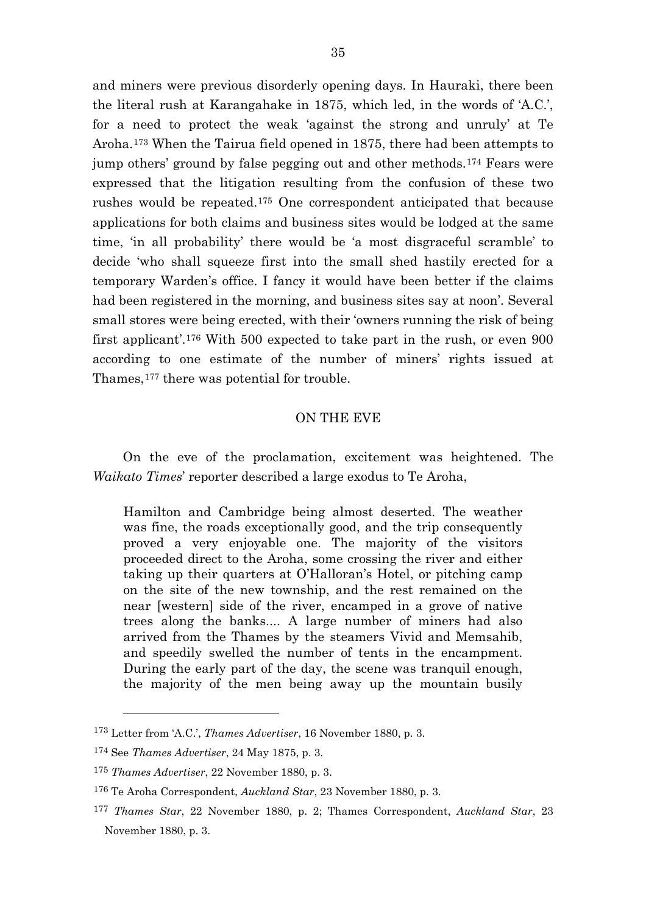and miners were previous disorderly opening days. In Hauraki, there been the literal rush at Karangahake in 1875, which led, in the words of 'A.C.', for a need to protect the weak 'against the strong and unruly' at Te Aroha.[173] When the Tairua field opened in 1875, there had been attempts to jump others' ground by false pegging out and other methods.[174] Fears were expressed that the litigation resulting from the confusion of these two rushes would be repeated.[175] One correspondent anticipated that because applications for both claims and business sites would be lodged at the same time, 'in all probability' there would be 'a most disgraceful scramble' to decide 'who shall squeeze first into the small shed hastily erected for a temporary Warden's office. I fancy it would have been better if the claims had been registered in the morning, and business sites say at noon'. Several small stores were being erected, with their 'owners running the risk of being first applicant'.[176] With 500 expected to take part in the rush, or even 900 according to one estimate of the number of miners' rights issued at Thames,[177] there was potential for trouble.

## ON THE EVE

On the eve of the proclamation, excitement was heightened. The *Waikato Times*' reporter described a large exodus to Te Aroha,

> Hamilton and Cambridge being almost deserted. The weather was fine, the roads exceptionally good, and the trip consequently proved a very enjoyable one. The majority of the visitors proceeded direct to the Aroha, some crossing the river and either taking up their quarters at O'Halloran's Hotel, or pitching camp on the site of the new township, and the rest remained on the near [western] side of the river, encamped in a grove of native trees along the banks.... A large number of miners had also arrived from the Thames by the steamers Vivid and Memsahib, and speedily swelled the number of tents in the encampment. During the early part of the day, the scene was tranquil enough, the majority of the men being away up the mountain busily

---

[173] Letter from 'A.C.', *Thames Advertiser*, 16 November 1880, p. 3.

[174] See *Thames Advertiser*, 24 May 1875, p. 3.

[175] *Thames Advertiser*, 22 November 1880, p. 3.

[176] Te Aroha Correspondent, *Auckland Star*, 23 November 1880, p. 3.

[177] *Thames Star*, 22 November 1880, p. 2; Thames Correspondent, *Auckland Star*, 23 November 1880, p. 3.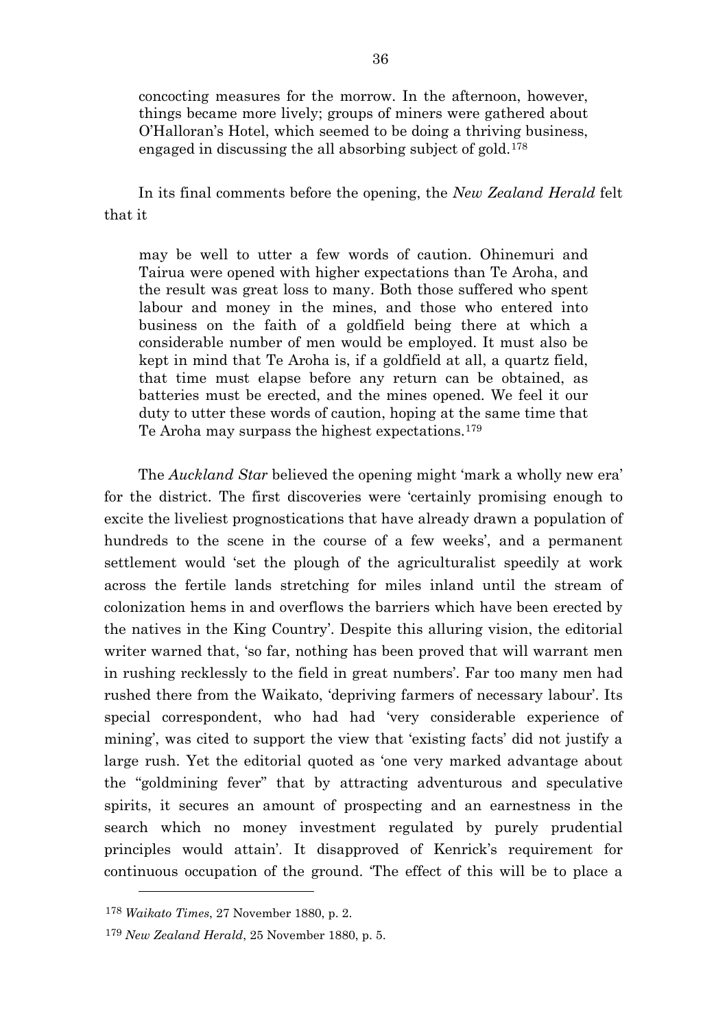> concocting measures for the morrow. In the afternoon, however, things became more lively; groups of miners were gathered about O'Halloran's Hotel, which seemed to be doing a thriving business, engaged in discussing the all absorbing subject of gold.[178]

In its final comments before the opening, the *New Zealand Herald* felt that it

> may be well to utter a few words of caution. Ohinemuri and Tairua were opened with higher expectations than Te Aroha, and the result was great loss to many. Both those suffered who spent labour and money in the mines, and those who entered into business on the faith of a goldfield being there at which a considerable number of men would be employed. It must also be kept in mind that Te Aroha is, if a goldfield at all, a quartz field, that time must elapse before any return can be obtained, as batteries must be erected, and the mines opened. We feel it our duty to utter these words of caution, hoping at the same time that Te Aroha may surpass the highest expectations.[179]

The *Auckland Star* believed the opening might 'mark a wholly new era' for the district. The first discoveries were 'certainly promising enough to excite the liveliest prognostications that have already drawn a population of hundreds to the scene in the course of a few weeks', and a permanent settlement would 'set the plough of the agriculturalist speedily at work across the fertile lands stretching for miles inland until the stream of colonization hems in and overflows the barriers which have been erected by the natives in the King Country'. Despite this alluring vision, the editorial writer warned that, 'so far, nothing has been proved that will warrant men in rushing recklessly to the field in great numbers'. Far too many men had rushed there from the Waikato, 'depriving farmers of necessary labour'. Its special correspondent, who had had 'very considerable experience of mining', was cited to support the view that 'existing facts' did not justify a large rush. Yet the editorial quoted as 'one very marked advantage about the "goldmining fever" that by attracting adventurous and speculative spirits, it secures an amount of prospecting and an earnestness in the search which no money investment regulated by purely prudential principles would attain'. It disapproved of Kenrick's requirement for continuous occupation of the ground. 'The effect of this will be to place a

---

[178] *Waikato Times*, 27 November 1880, p. 2.

[179] *New Zealand Herald*, 25 November 1880, p. 5.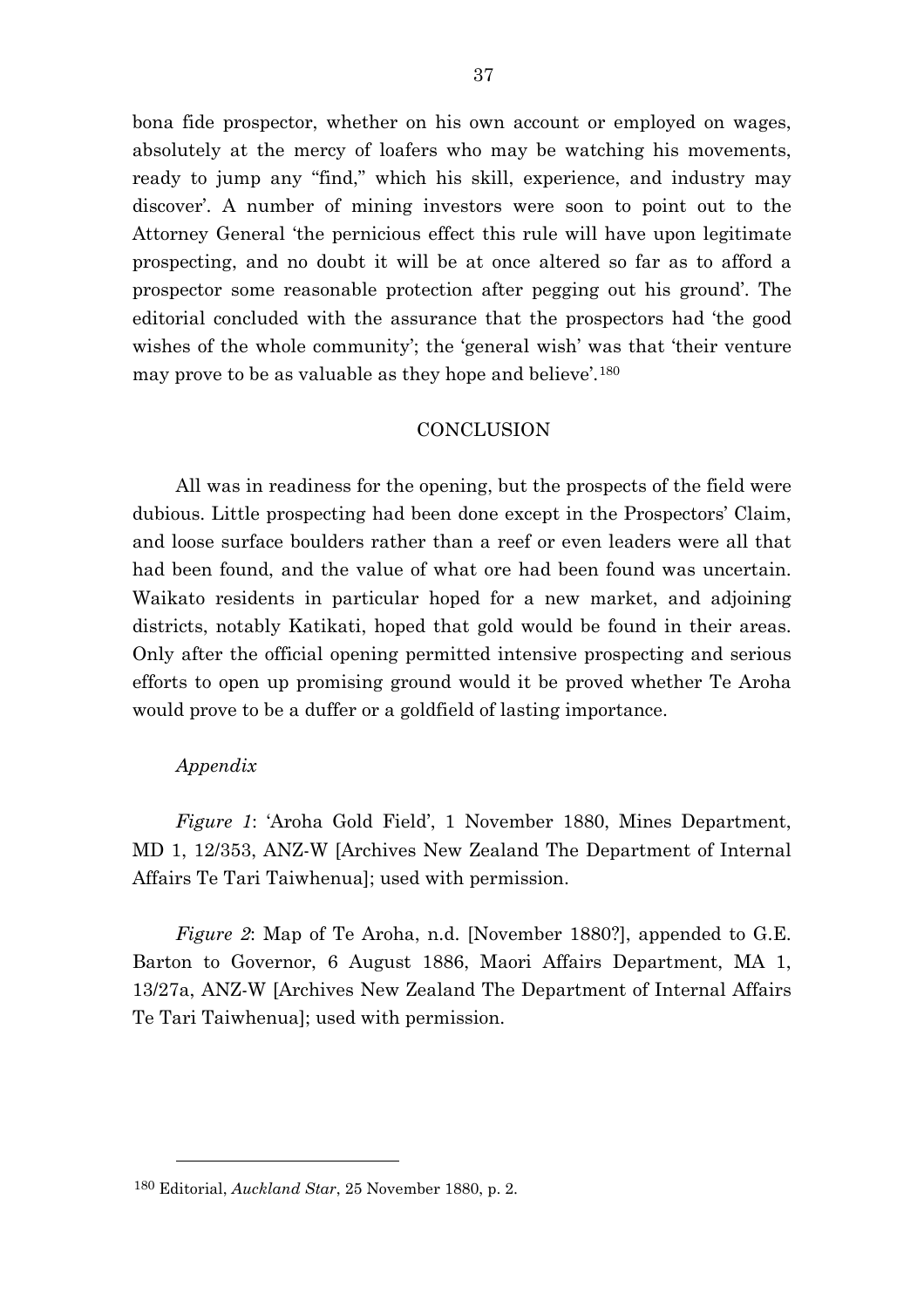bona fide prospector, whether on his own account or employed on wages, absolutely at the mercy of loafers who may be watching his movements, ready to jump any "find," which his skill, experience, and industry may discover'. A number of mining investors were soon to point out to the Attorney General 'the pernicious effect this rule will have upon legitimate prospecting, and no doubt it will be at once altered so far as to afford a prospector some reasonable protection after pegging out his ground'. The editorial concluded with the assurance that the prospectors had 'the good wishes of the whole community'; the 'general wish' was that 'their venture may prove to be as valuable as they hope and believe'.[180]

## CONCLUSION

All was in readiness for the opening, but the prospects of the field were dubious. Little prospecting had been done except in the Prospectors' Claim, and loose surface boulders rather than a reef or even leaders were all that had been found, and the value of what ore had been found was uncertain. Waikato residents in particular hoped for a new market, and adjoining districts, notably Katikati, hoped that gold would be found in their areas. Only after the official opening permitted intensive prospecting and serious efforts to open up promising ground would it be proved whether Te Aroha would prove to be a duffer or a goldfield of lasting importance.

*Appendix*

*Figure 1*: 'Aroha Gold Field', 1 November 1880, Mines Department, MD 1, 12/353, ANZ-W [Archives New Zealand The Department of Internal Affairs Te Tari Taiwhenua]; used with permission.

*Figure 2*: Map of Te Aroha, n.d. [November 1880?], appended to G.E. Barton to Governor, 6 August 1886, Maori Affairs Department, MA 1, 13/27a, ANZ-W [Archives New Zealand The Department of Internal Affairs Te Tari Taiwhenua]; used with permission.

---

[180] Editorial, *Auckland Star*, 25 November 1880, p. 2.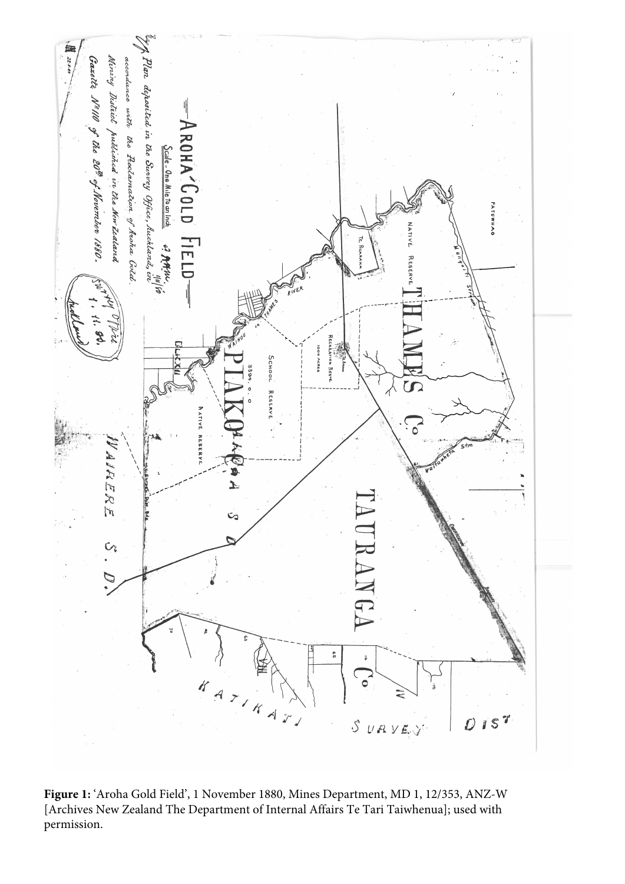**Figure 1:** 'Aroha Gold Field', 1 November 1880, Mines Department, MD 1, 12/353, ANZ-W [Archives New Zealand The Department of Internal Affairs Te Tari Taiwhenua]; used with permission.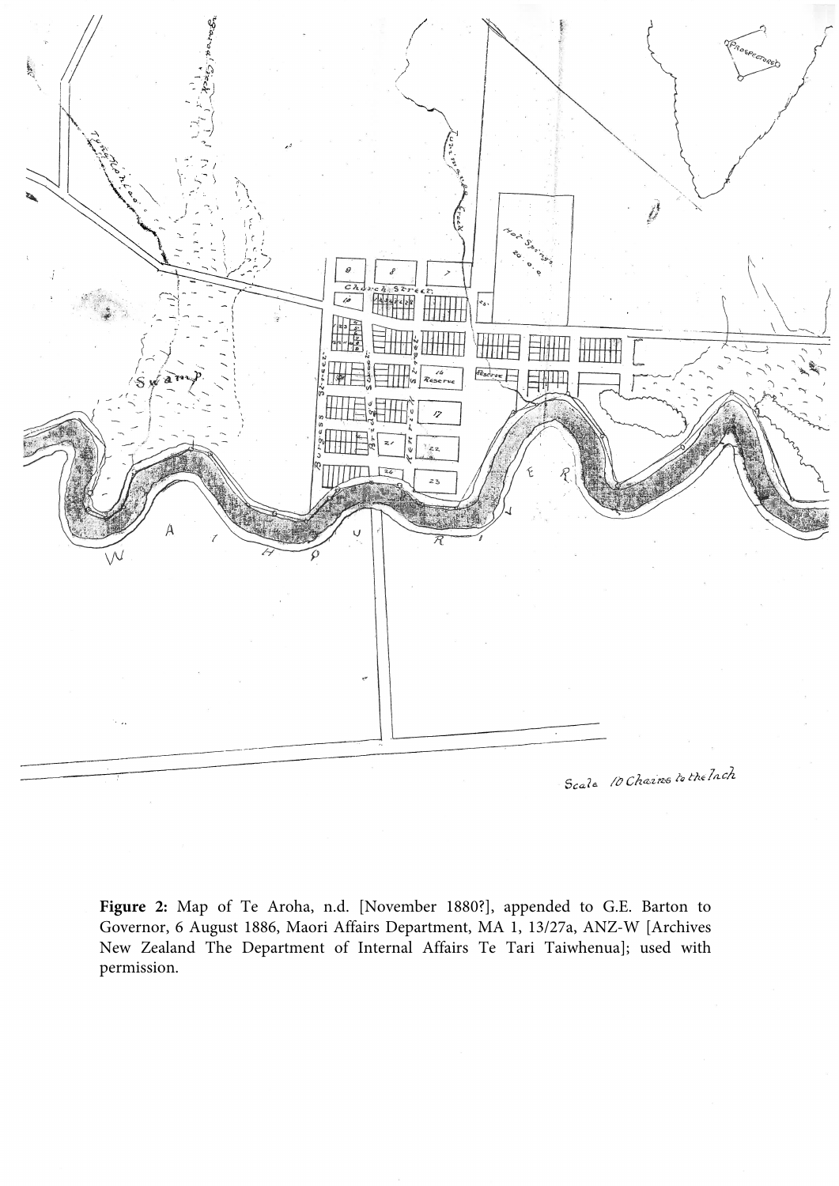Figure 2: Map of Te Aroha, n.d. [November 1880?], appended to G.E. Barton to Governor, 6 August 1886, Maori Affairs Department, MA 1, 13/27a, ANZ-W [Archives New Zealand The Department of Internal Affairs Te Tari Taiwhenua]; used with permission.